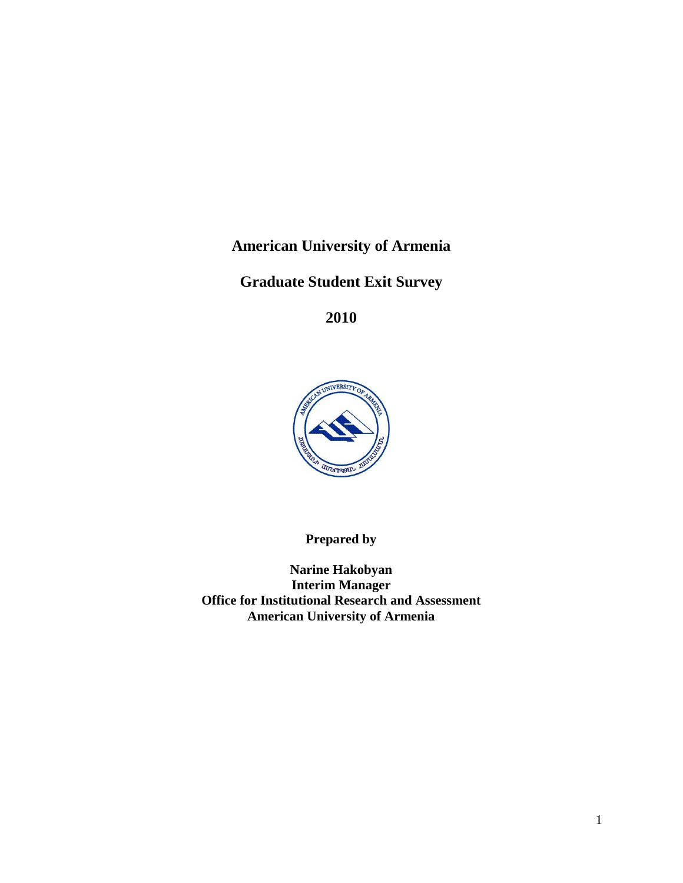# American University of Armenia

## Graduate Student Exit Survey

## 2010

**Prepared by**

**Narine Hakobyan**
**Interim Manager**
**Office for Institutional Research and Assessment**
**American University of Armenia**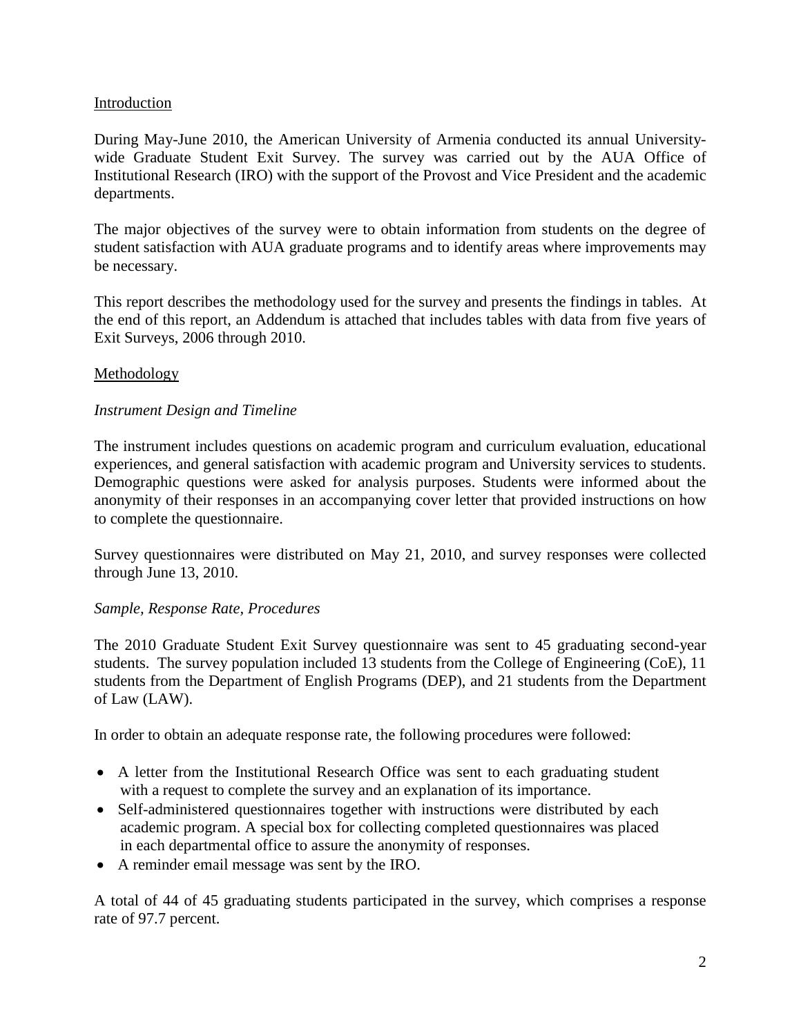## Introduction

During May-June 2010, the American University of Armenia conducted its annual University-wide Graduate Student Exit Survey. The survey was carried out by the AUA Office of Institutional Research (IRO) with the support of the Provost and Vice President and the academic departments.

The major objectives of the survey were to obtain information from students on the degree of student satisfaction with AUA graduate programs and to identify areas where improvements may be necessary.

This report describes the methodology used for the survey and presents the findings in tables. At the end of this report, an Addendum is attached that includes tables with data from five years of Exit Surveys, 2006 through 2010.

## Methodology

### *Instrument Design and Timeline*

The instrument includes questions on academic program and curriculum evaluation, educational experiences, and general satisfaction with academic program and University services to students. Demographic questions were asked for analysis purposes. Students were informed about the anonymity of their responses in an accompanying cover letter that provided instructions on how to complete the questionnaire.

Survey questionnaires were distributed on May 21, 2010, and survey responses were collected through June 13, 2010.

### *Sample, Response Rate, Procedures*

The 2010 Graduate Student Exit Survey questionnaire was sent to 45 graduating second-year students. The survey population included 13 students from the College of Engineering (CoE), 11 students from the Department of English Programs (DEP), and 21 students from the Department of Law (LAW).

In order to obtain an adequate response rate, the following procedures were followed:

- A letter from the Institutional Research Office was sent to each graduating student with a request to complete the survey and an explanation of its importance.
- Self-administered questionnaires together with instructions were distributed by each academic program. A special box for collecting completed questionnaires was placed in each departmental office to assure the anonymity of responses.
- A reminder email message was sent by the IRO.

A total of 44 of 45 graduating students participated in the survey, which comprises a response rate of 97.7 percent.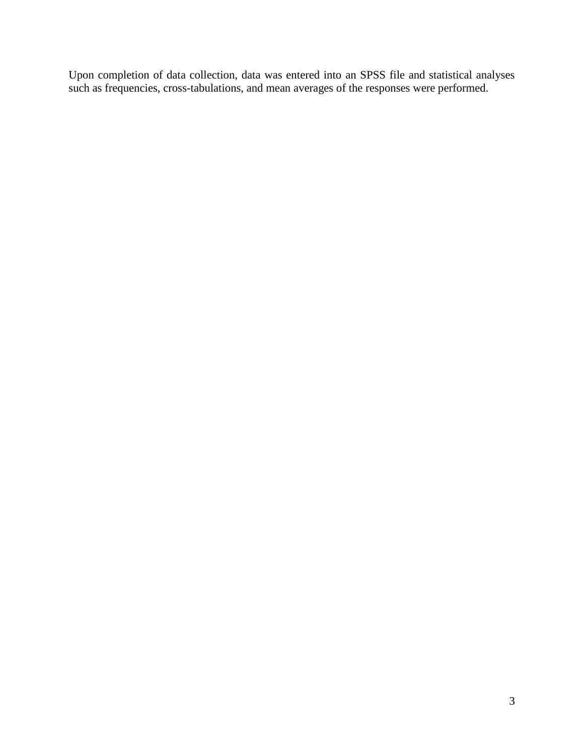Upon completion of data collection, data was entered into an SPSS file and statistical analyses such as frequencies, cross-tabulations, and mean averages of the responses were performed.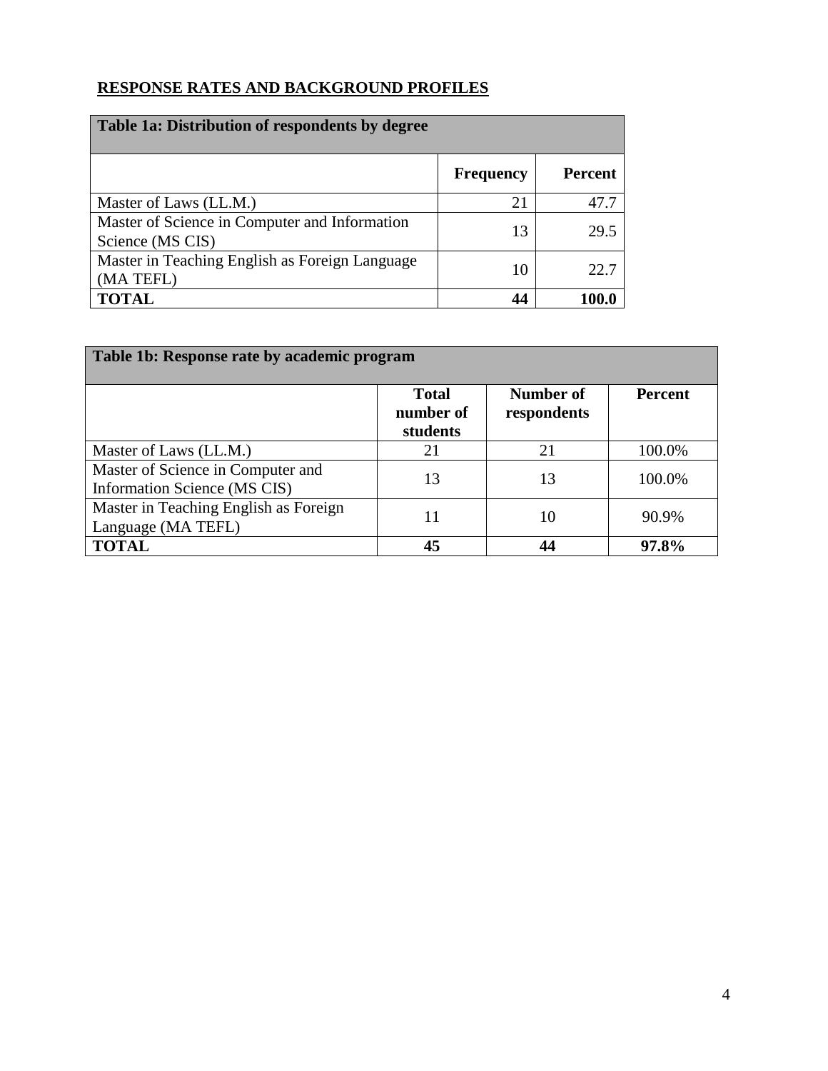## RESPONSE RATES AND BACKGROUND PROFILES

| Table 1a: Distribution of respondents by degree | | |
|---|---|---|
| | **Frequency** | **Percent** |
| Master of Laws (LL.M.) | 21 | 47.7 |
| Master of Science in Computer and Information Science (MS CIS) | 13 | 29.5 |
| Master in Teaching English as Foreign Language (MA TEFL) | 10 | 22.7 |
| **TOTAL** | **44** | **100.0** |

| Table 1b: Response rate by academic program | | | |
|---|---|---|---|
| | **Total number of students** | **Number of respondents** | **Percent** |
| Master of Laws (LL.M.) | 21 | 21 | 100.0% |
| Master of Science in Computer and Information Science (MS CIS) | 13 | 13 | 100.0% |
| Master in Teaching English as Foreign Language (MA TEFL) | 11 | 10 | 90.9% |
| **TOTAL** | **45** | **44** | **97.8%** |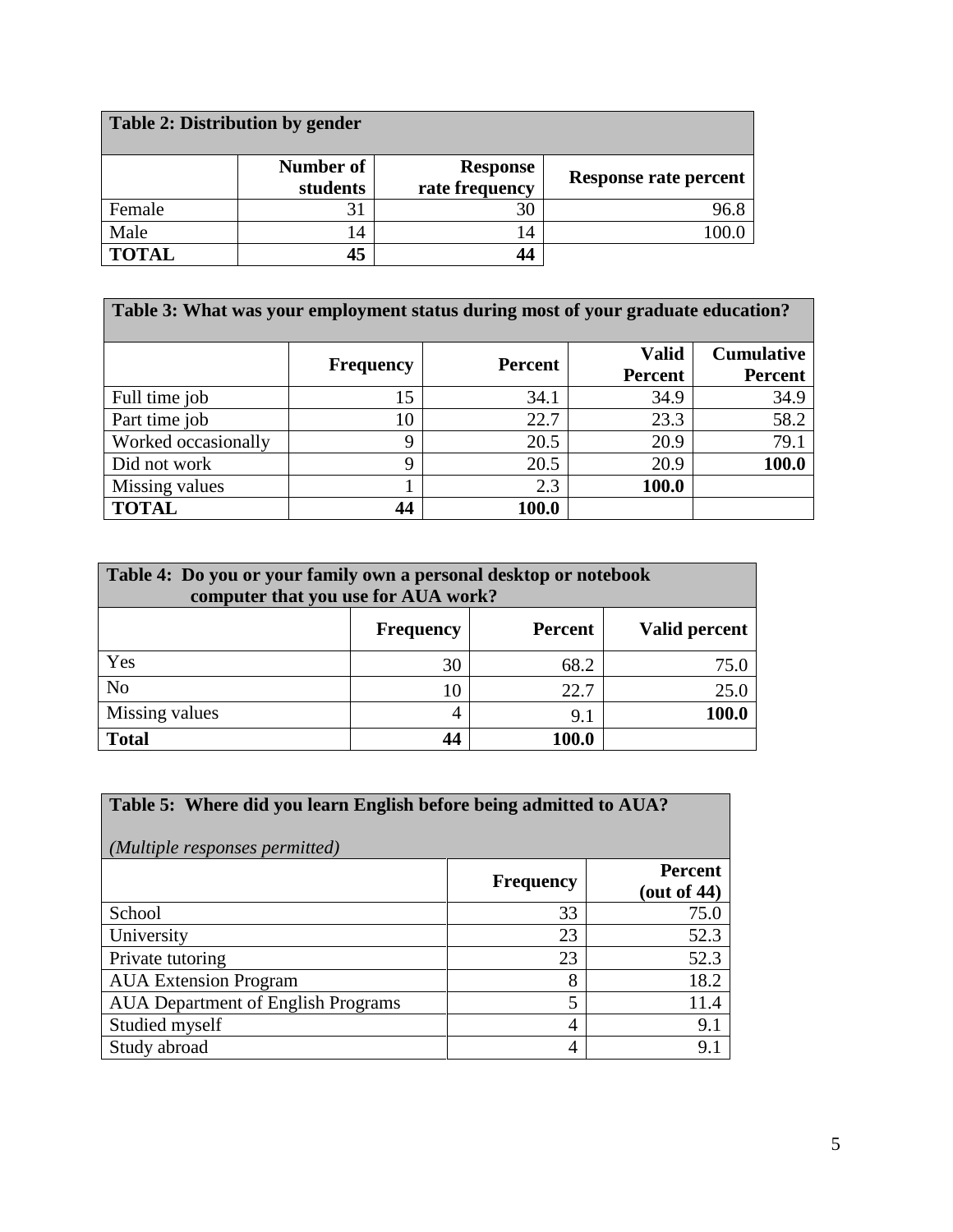**Table 2: Distribution by gender**

| | Number of students | Response rate frequency | Response rate percent |
|---|---|---|---|
| Female | 31 | 30 | 96.8 |
| Male | 14 | 14 | 100.0 |
| **TOTAL** | **45** | **44** | |

**Table 3: What was your employment status during most of your graduate education?**

| | Frequency | Percent | Valid Percent | Cumulative Percent |
|---|---|---|---|---|
| Full time job | 15 | 34.1 | 34.9 | 34.9 |
| Part time job | 10 | 22.7 | 23.3 | 58.2 |
| Worked occasionally | 9 | 20.5 | 20.9 | 79.1 |
| Did not work | 9 | 20.5 | 20.9 | **100.0** |
| Missing values | 1 | 2.3 | **100.0** | |
| **TOTAL** | **44** | **100.0** | | |

**Table 4: Do you or your family own a personal desktop or notebook computer that you use for AUA work?**

| | Frequency | Percent | Valid percent |
|---|---|---|---|
| Yes | 30 | 68.2 | 75.0 |
| No | 10 | 22.7 | 25.0 |
| Missing values | 4 | 9.1 | **100.0** |
| **Total** | **44** | **100.0** | |

**Table 5: Where did you learn English before being admitted to AUA?**

*(Multiple responses permitted)*

| | Frequency | Percent (out of 44) |
|---|---|---|
| School | 33 | 75.0 |
| University | 23 | 52.3 |
| Private tutoring | 23 | 52.3 |
| AUA Extension Program | 8 | 18.2 |
| AUA Department of English Programs | 5 | 11.4 |
| Studied myself | 4 | 9.1 |
| Study abroad | 4 | 9.1 |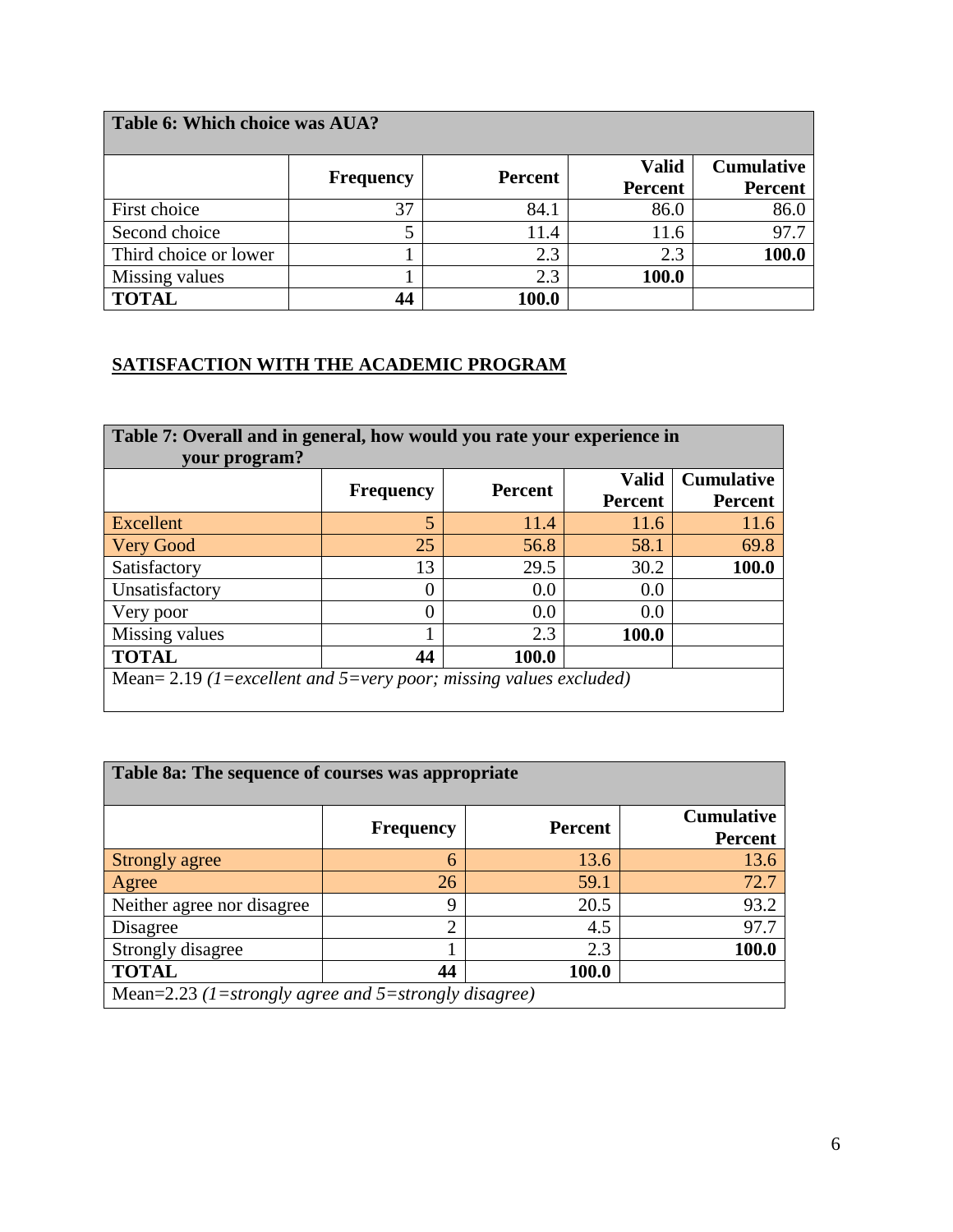| Table 6: Which choice was AUA? | | | | |
|---|---|---|---|---|
| | **Frequency** | **Percent** | **Valid Percent** | **Cumulative Percent** |
| First choice | 37 | 84.1 | 86.0 | 86.0 |
| Second choice | 5 | 11.4 | 11.6 | 97.7 |
| Third choice or lower | 1 | 2.3 | 2.3 | **100.0** |
| Missing values | 1 | 2.3 | **100.0** | |
| **TOTAL** | **44** | **100.0** | | |

## SATISFACTION WITH THE ACADEMIC PROGRAM

| Table 7: Overall and in general, how would you rate your experience in your program? | | | | |
|---|---|---|---|---|
| | **Frequency** | **Percent** | **Valid Percent** | **Cumulative Percent** |
| Excellent | 5 | 11.4 | 11.6 | 11.6 |
| Very Good | 25 | 56.8 | 58.1 | 69.8 |
| Satisfactory | 13 | 29.5 | 30.2 | **100.0** |
| Unsatisfactory | 0 | 0.0 | 0.0 | |
| Very poor | 0 | 0.0 | 0.0 | |
| Missing values | 1 | 2.3 | **100.0** | |
| **TOTAL** | **44** | **100.0** | | |
| Mean= 2.19 *(1=excellent and 5=very poor; missing values excluded)* | | | | |

| Table 8a: The sequence of courses was appropriate | | | |
|---|---|---|---|
| | **Frequency** | **Percent** | **Cumulative Percent** |
| Strongly agree | 6 | 13.6 | 13.6 |
| Agree | 26 | 59.1 | 72.7 |
| Neither agree nor disagree | 9 | 20.5 | 93.2 |
| Disagree | 2 | 4.5 | 97.7 |
| Strongly disagree | 1 | 2.3 | **100.0** |
| **TOTAL** | **44** | **100.0** | |
| Mean=2.23 *(1=strongly agree and 5=strongly disagree)* | | | |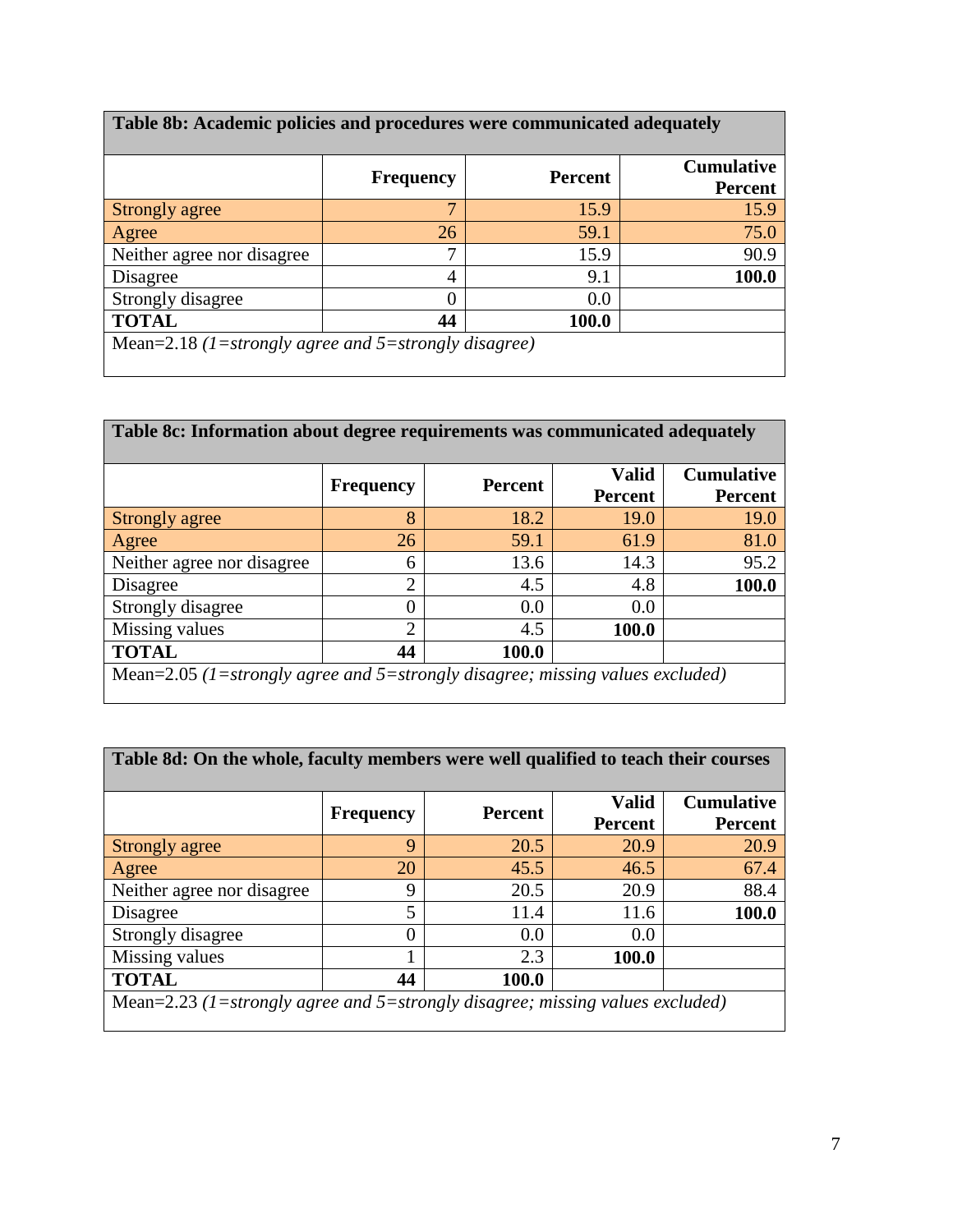**Table 8b: Academic policies and procedures were communicated adequately**

| | Frequency | Percent | Cumulative Percent |
|---|---|---|---|
| Strongly agree | 7 | 15.9 | 15.9 |
| Agree | 26 | 59.1 | 75.0 |
| Neither agree nor disagree | 7 | 15.9 | 90.9 |
| Disagree | 4 | 9.1 | **100.0** |
| Strongly disagree | 0 | 0.0 | |
| **TOTAL** | **44** | **100.0** | |

Mean=2.18 *(1=strongly agree and 5=strongly disagree)*

**Table 8c: Information about degree requirements was communicated adequately**

| | Frequency | Percent | Valid Percent | Cumulative Percent |
|---|---|---|---|---|
| Strongly agree | 8 | 18.2 | 19.0 | 19.0 |
| Agree | 26 | 59.1 | 61.9 | 81.0 |
| Neither agree nor disagree | 6 | 13.6 | 14.3 | 95.2 |
| Disagree | 2 | 4.5 | 4.8 | **100.0** |
| Strongly disagree | 0 | 0.0 | 0.0 | |
| Missing values | 2 | 4.5 | **100.0** | |
| **TOTAL** | **44** | **100.0** | | |

Mean=2.05 *(1=strongly agree and 5=strongly disagree; missing values excluded)*

**Table 8d: On the whole, faculty members were well qualified to teach their courses**

| | Frequency | Percent | Valid Percent | Cumulative Percent |
|---|---|---|---|---|
| Strongly agree | 9 | 20.5 | 20.9 | 20.9 |
| Agree | 20 | 45.5 | 46.5 | 67.4 |
| Neither agree nor disagree | 9 | 20.5 | 20.9 | 88.4 |
| Disagree | 5 | 11.4 | 11.6 | **100.0** |
| Strongly disagree | 0 | 0.0 | 0.0 | |
| Missing values | 1 | 2.3 | **100.0** | |
| **TOTAL** | **44** | **100.0** | | |

Mean=2.23 *(1=strongly agree and 5=strongly disagree; missing values excluded)*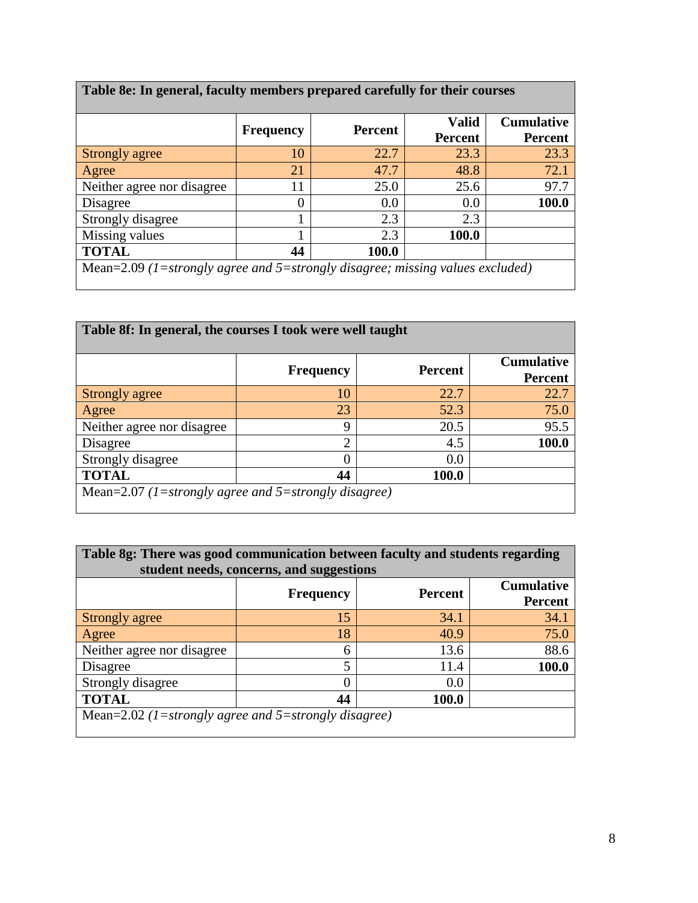| Table 8e: In general, faculty members prepared carefully for their courses | | | | |
|---|---|---|---|---|
| | **Frequency** | **Percent** | **Valid Percent** | **Cumulative Percent** |
| Strongly agree | 10 | 22.7 | 23.3 | 23.3 |
| Agree | 21 | 47.7 | 48.8 | 72.1 |
| Neither agree nor disagree | 11 | 25.0 | 25.6 | 97.7 |
| Disagree | 0 | 0.0 | 0.0 | **100.0** |
| Strongly disagree | 1 | 2.3 | 2.3 | |
| Missing values | 1 | 2.3 | **100.0** | |
| **TOTAL** | **44** | **100.0** | | |
| Mean=2.09 *(1=strongly agree and 5=strongly disagree; missing values excluded)* | | | | |

| Table 8f: In general, the courses I took were well taught | | | |
|---|---|---|---|
| | **Frequency** | **Percent** | **Cumulative Percent** |
| Strongly agree | 10 | 22.7 | 22.7 |
| Agree | 23 | 52.3 | 75.0 |
| Neither agree nor disagree | 9 | 20.5 | 95.5 |
| Disagree | 2 | 4.5 | **100.0** |
| Strongly disagree | 0 | 0.0 | |
| **TOTAL** | **44** | **100.0** | |
| Mean=2.07 *(1=strongly agree and 5=strongly disagree)* | | | |

| Table 8g: There was good communication between faculty and students regarding student needs, concerns, and suggestions | | | |
|---|---|---|---|
| | **Frequency** | **Percent** | **Cumulative Percent** |
| Strongly agree | 15 | 34.1 | 34.1 |
| Agree | 18 | 40.9 | 75.0 |
| Neither agree nor disagree | 6 | 13.6 | 88.6 |
| Disagree | 5 | 11.4 | **100.0** |
| Strongly disagree | 0 | 0.0 | |
| **TOTAL** | **44** | **100.0** | |
| Mean=2.02 *(1=strongly agree and 5=strongly disagree)* | | | |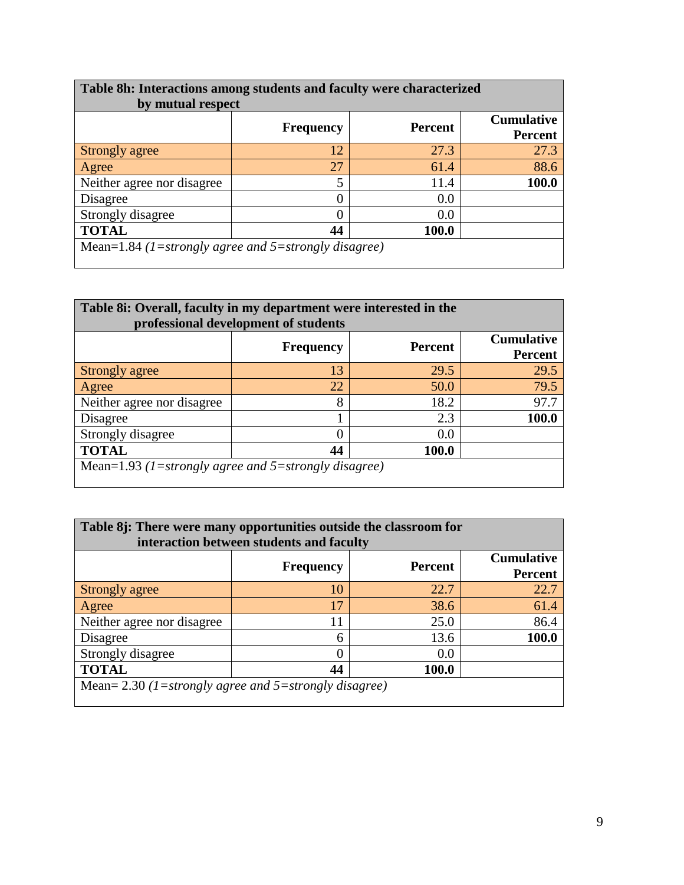| **Table 8h: Interactions among students and faculty were characterized by mutual respect** | | | |
|---|---|---|---|
| | **Frequency** | **Percent** | **Cumulative Percent** |
| Strongly agree | 12 | 27.3 | 27.3 |
| Agree | 27 | 61.4 | 88.6 |
| Neither agree nor disagree | 5 | 11.4 | **100.0** |
| Disagree | 0 | 0.0 | |
| Strongly disagree | 0 | 0.0 | |
| **TOTAL** | **44** | **100.0** | |
| Mean=1.84 *(1=strongly agree and 5=strongly disagree)* | | | |

| **Table 8i: Overall, faculty in my department were interested in the professional development of students** | | | |
|---|---|---|---|
| | **Frequency** | **Percent** | **Cumulative Percent** |
| Strongly agree | 13 | 29.5 | 29.5 |
| Agree | 22 | 50.0 | 79.5 |
| Neither agree nor disagree | 8 | 18.2 | 97.7 |
| Disagree | 1 | 2.3 | **100.0** |
| Strongly disagree | 0 | 0.0 | |
| **TOTAL** | **44** | **100.0** | |
| Mean=1.93 *(1=strongly agree and 5=strongly disagree)* | | | |

| **Table 8j: There were many opportunities outside the classroom for interaction between students and faculty** | | | |
|---|---|---|---|
| | **Frequency** | **Percent** | **Cumulative Percent** |
| Strongly agree | 10 | 22.7 | 22.7 |
| Agree | 17 | 38.6 | 61.4 |
| Neither agree nor disagree | 11 | 25.0 | 86.4 |
| Disagree | 6 | 13.6 | **100.0** |
| Strongly disagree | 0 | 0.0 | |
| **TOTAL** | **44** | **100.0** | |
| Mean= 2.30 *(1=strongly agree and 5=strongly disagree)* | | | |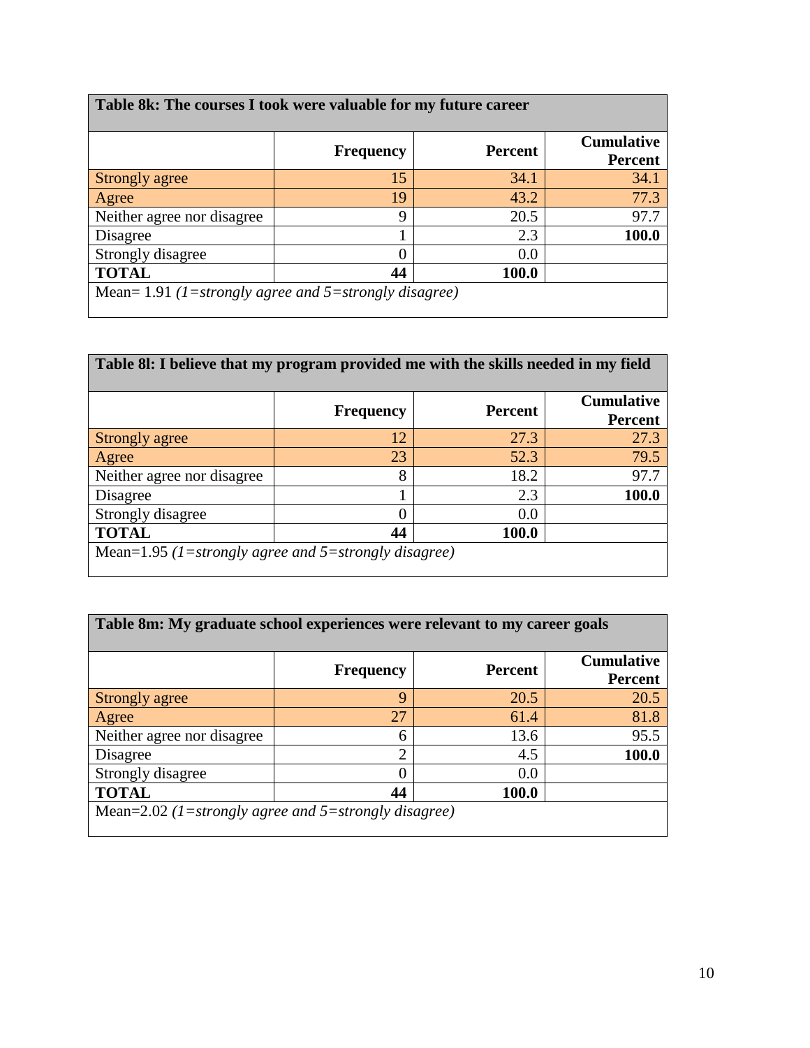| **Table 8k: The courses I took were valuable for my future career** | | | |
|---|---|---|---|
| | **Frequency** | **Percent** | **Cumulative Percent** |
| Strongly agree | 15 | 34.1 | 34.1 |
| Agree | 19 | 43.2 | 77.3 |
| Neither agree nor disagree | 9 | 20.5 | 97.7 |
| Disagree | 1 | 2.3 | **100.0** |
| Strongly disagree | 0 | 0.0 | |
| **TOTAL** | **44** | **100.0** | |
| Mean= 1.91 *(1=strongly agree and 5=strongly disagree)* | | | |

| **Table 8l: I believe that my program provided me with the skills needed in my field** | | | |
|---|---|---|---|
| | **Frequency** | **Percent** | **Cumulative Percent** |
| Strongly agree | 12 | 27.3 | 27.3 |
| Agree | 23 | 52.3 | 79.5 |
| Neither agree nor disagree | 8 | 18.2 | 97.7 |
| Disagree | 1 | 2.3 | **100.0** |
| Strongly disagree | 0 | 0.0 | |
| **TOTAL** | **44** | **100.0** | |
| Mean=1.95 *(1=strongly agree and 5=strongly disagree)* | | | |

| **Table 8m: My graduate school experiences were relevant to my career goals** | | | |
|---|---|---|---|
| | **Frequency** | **Percent** | **Cumulative Percent** |
| Strongly agree | 9 | 20.5 | 20.5 |
| Agree | 27 | 61.4 | 81.8 |
| Neither agree nor disagree | 6 | 13.6 | 95.5 |
| Disagree | 2 | 4.5 | **100.0** |
| Strongly disagree | 0 | 0.0 | |
| **TOTAL** | **44** | **100.0** | |
| Mean=2.02 *(1=strongly agree and 5=strongly disagree)* | | | |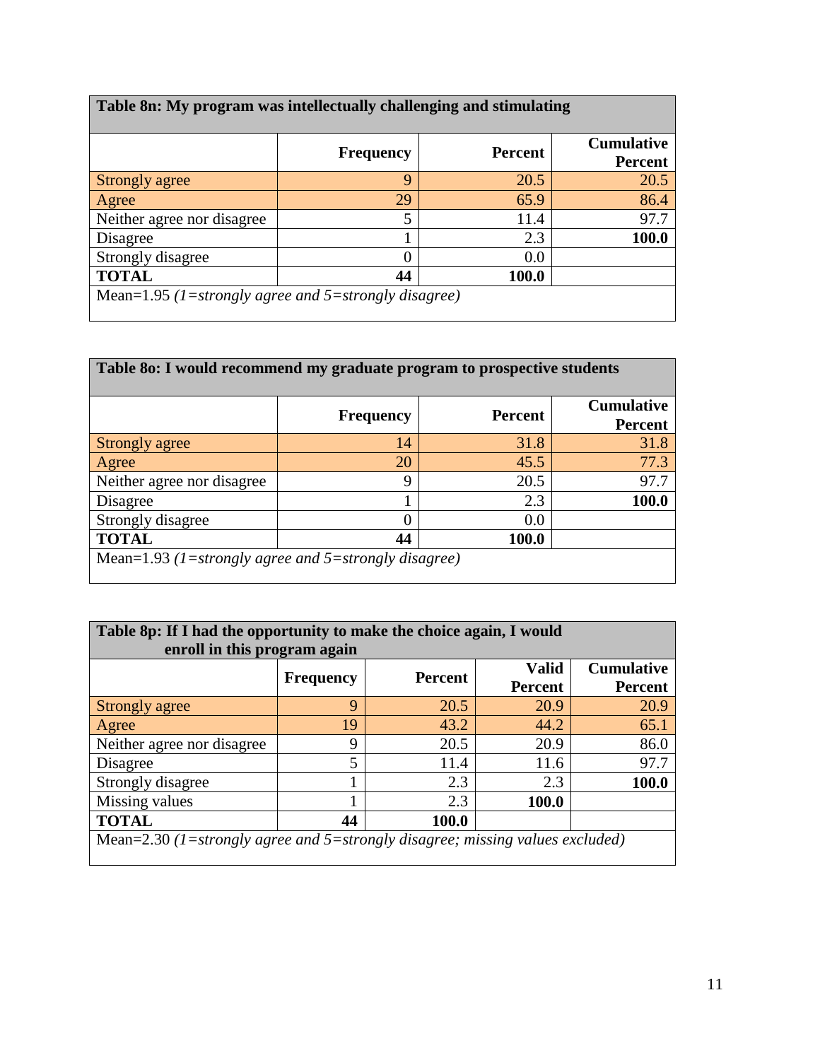| Table 8n: My program was intellectually challenging and stimulating | | | |
|---|---|---|---|
| | **Frequency** | **Percent** | **Cumulative Percent** |
| Strongly agree | 9 | 20.5 | 20.5 |
| Agree | 29 | 65.9 | 86.4 |
| Neither agree nor disagree | 5 | 11.4 | 97.7 |
| Disagree | 1 | 2.3 | **100.0** |
| Strongly disagree | 0 | 0.0 | |
| **TOTAL** | **44** | **100.0** | |
| Mean=1.95 *(1=strongly agree and 5=strongly disagree)* | | | |

| Table 8o: I would recommend my graduate program to prospective students | | | |
|---|---|---|---|
| | **Frequency** | **Percent** | **Cumulative Percent** |
| Strongly agree | 14 | 31.8 | 31.8 |
| Agree | 20 | 45.5 | 77.3 |
| Neither agree nor disagree | 9 | 20.5 | 97.7 |
| Disagree | 1 | 2.3 | **100.0** |
| Strongly disagree | 0 | 0.0 | |
| **TOTAL** | **44** | **100.0** | |
| Mean=1.93 *(1=strongly agree and 5=strongly disagree)* | | | |

| Table 8p: If I had the opportunity to make the choice again, I would enroll in this program again | | | | |
|---|---|---|---|---|
| | **Frequency** | **Percent** | **Valid Percent** | **Cumulative Percent** |
| Strongly agree | 9 | 20.5 | 20.9 | 20.9 |
| Agree | 19 | 43.2 | 44.2 | 65.1 |
| Neither agree nor disagree | 9 | 20.5 | 20.9 | 86.0 |
| Disagree | 5 | 11.4 | 11.6 | 97.7 |
| Strongly disagree | 1 | 2.3 | 2.3 | **100.0** |
| Missing values | 1 | 2.3 | **100.0** | |
| **TOTAL** | **44** | **100.0** | | |
| Mean=2.30 *(1=strongly agree and 5=strongly disagree; missing values excluded)* | | | | |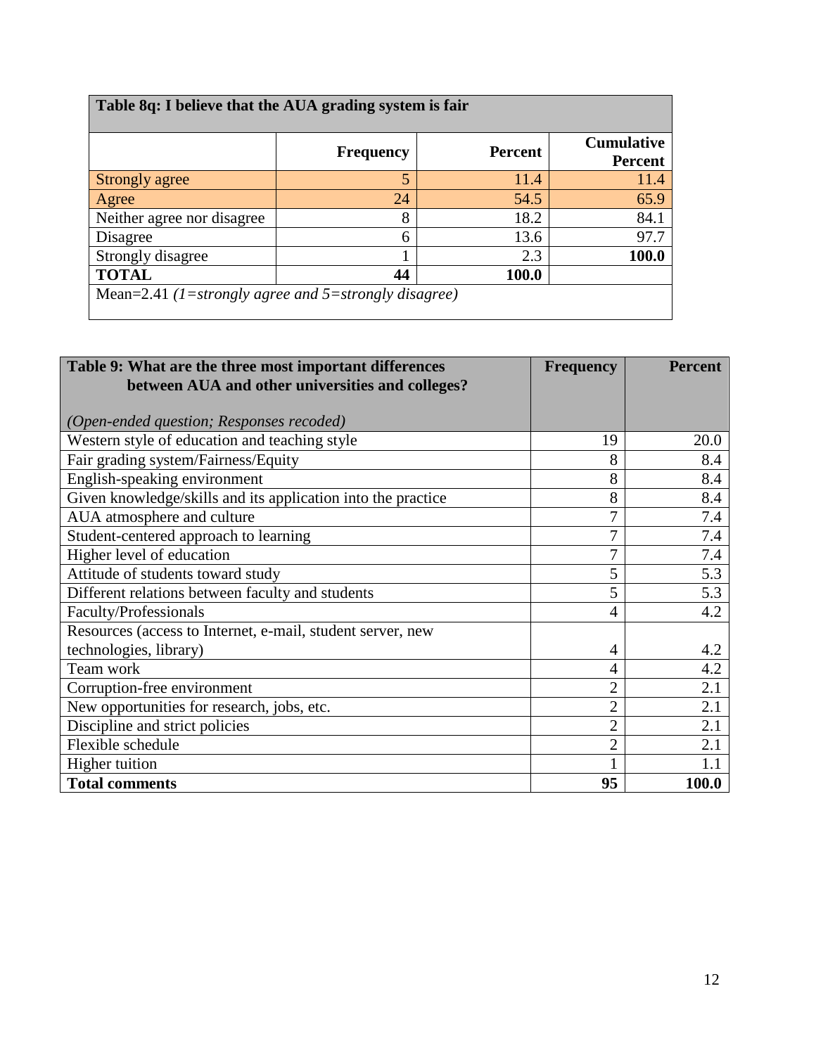**Table 8q: I believe that the AUA grading system is fair**

| | Frequency | Percent | Cumulative Percent |
|---|---|---|---|
| Strongly agree | 5 | 11.4 | 11.4 |
| Agree | 24 | 54.5 | 65.9 |
| Neither agree nor disagree | 8 | 18.2 | 84.1 |
| Disagree | 6 | 13.6 | 97.7 |
| Strongly disagree | 1 | 2.3 | **100.0** |
| **TOTAL** | **44** | **100.0** | |

Mean=2.41 *(1=strongly agree and 5=strongly disagree)*

| **Table 9: What are the three most important differences between AUA and other universities and colleges?** *(Open-ended question; Responses recoded)* | **Frequency** | **Percent** |
|---|---|---|
| Western style of education and teaching style | 19 | 20.0 |
| Fair grading system/Fairness/Equity | 8 | 8.4 |
| English-speaking environment | 8 | 8.4 |
| Given knowledge/skills and its application into the practice | 8 | 8.4 |
| AUA atmosphere and culture | 7 | 7.4 |
| Student-centered approach to learning | 7 | 7.4 |
| Higher level of education | 7 | 7.4 |
| Attitude of students toward study | 5 | 5.3 |
| Different relations between faculty and students | 5 | 5.3 |
| Faculty/Professionals | 4 | 4.2 |
| Resources (access to Internet, e-mail, student server, new technologies, library) | 4 | 4.2 |
| Team work | 4 | 4.2 |
| Corruption-free environment | 2 | 2.1 |
| New opportunities for research, jobs, etc. | 2 | 2.1 |
| Discipline and strict policies | 2 | 2.1 |
| Flexible schedule | 2 | 2.1 |
| Higher tuition | 1 | 1.1 |
| **Total comments** | **95** | **100.0** |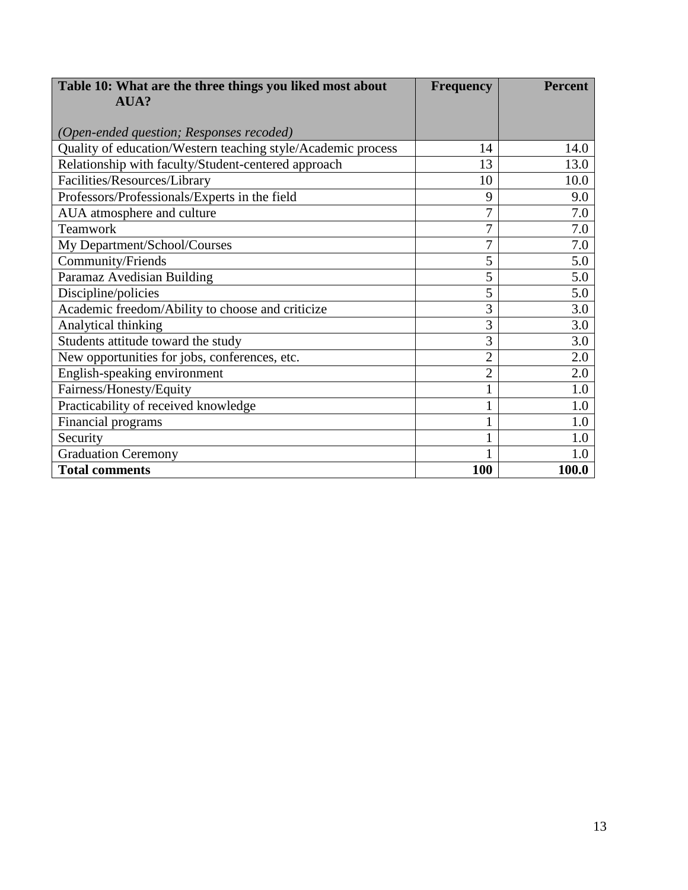| **Table 10: What are the three things you liked most about AUA?**<br><br>*(Open-ended question; Responses recoded)* | **Frequency** | **Percent** |
|---|---|---|
| Quality of education/Western teaching style/Academic process | 14 | 14.0 |
| Relationship with faculty/Student-centered approach | 13 | 13.0 |
| Facilities/Resources/Library | 10 | 10.0 |
| Professors/Professionals/Experts in the field | 9 | 9.0 |
| AUA atmosphere and culture | 7 | 7.0 |
| Teamwork | 7 | 7.0 |
| My Department/School/Courses | 7 | 7.0 |
| Community/Friends | 5 | 5.0 |
| Paramaz Avedisian Building | 5 | 5.0 |
| Discipline/policies | 5 | 5.0 |
| Academic freedom/Ability to choose and criticize | 3 | 3.0 |
| Analytical thinking | 3 | 3.0 |
| Students attitude toward the study | 3 | 3.0 |
| New opportunities for jobs, conferences, etc. | 2 | 2.0 |
| English-speaking environment | 2 | 2.0 |
| Fairness/Honesty/Equity | 1 | 1.0 |
| Practicability of received knowledge | 1 | 1.0 |
| Financial programs | 1 | 1.0 |
| Security | 1 | 1.0 |
| Graduation Ceremony | 1 | 1.0 |
| **Total comments** | **100** | **100.0** |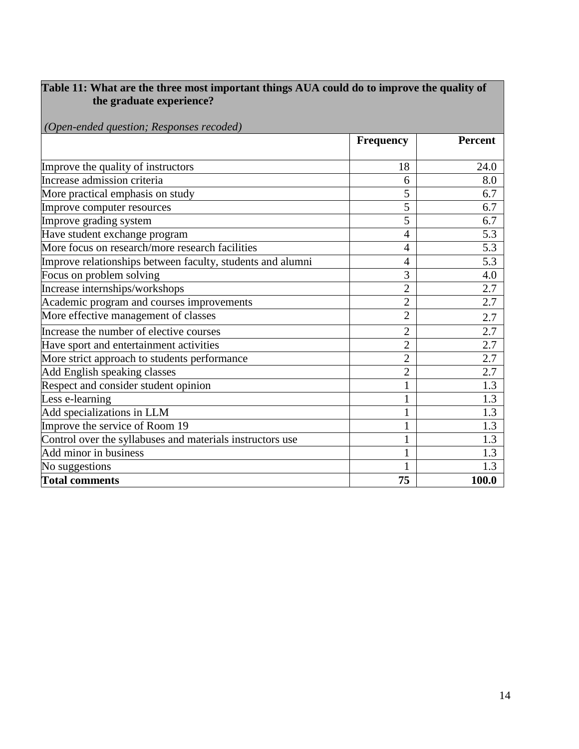**Table 11: What are the three most important things AUA could do to improve the quality of the graduate experience?**

*(Open-ended question; Responses recoded)*

| | Frequency | Percent |
|---|---|---|
| Improve the quality of instructors | 18 | 24.0 |
| Increase admission criteria | 6 | 8.0 |
| More practical emphasis on study | 5 | 6.7 |
| Improve computer resources | 5 | 6.7 |
| Improve grading system | 5 | 6.7 |
| Have student exchange program | 4 | 5.3 |
| More focus on research/more research facilities | 4 | 5.3 |
| Improve relationships between faculty, students and alumni | 4 | 5.3 |
| Focus on problem solving | 3 | 4.0 |
| Increase internships/workshops | 2 | 2.7 |
| Academic program and courses improvements | 2 | 2.7 |
| More effective management of classes | 2 | 2.7 |
| Increase the number of elective courses | 2 | 2.7 |
| Have sport and entertainment activities | 2 | 2.7 |
| More strict approach to students performance | 2 | 2.7 |
| Add English speaking classes | 2 | 2.7 |
| Respect and consider student opinion | 1 | 1.3 |
| Less e-learning | 1 | 1.3 |
| Add specializations in LLM | 1 | 1.3 |
| Improve the service of Room 19 | 1 | 1.3 |
| Control over the syllabuses and materials instructors use | 1 | 1.3 |
| Add minor in business | 1 | 1.3 |
| No suggestions | 1 | 1.3 |
| **Total comments** | **75** | **100.0** |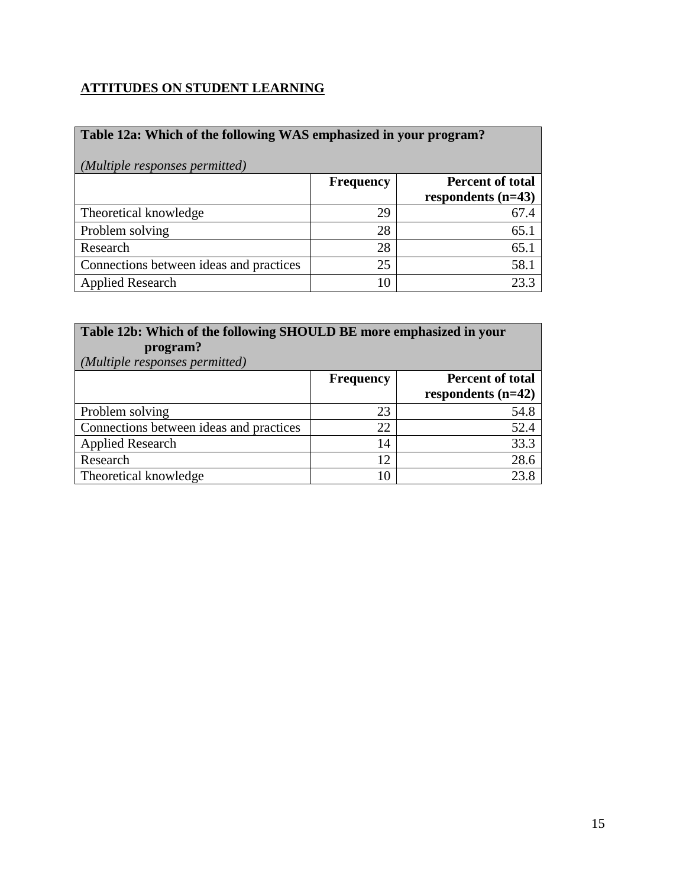## ATTITUDES ON STUDENT LEARNING

**Table 12a: Which of the following WAS emphasized in your program?**

*(Multiple responses permitted)*

| | Frequency | Percent of total respondents (n=43) |
|---|---|---|
| Theoretical knowledge | 29 | 67.4 |
| Problem solving | 28 | 65.1 |
| Research | 28 | 65.1 |
| Connections between ideas and practices | 25 | 58.1 |
| Applied Research | 10 | 23.3 |

**Table 12b: Which of the following SHOULD BE more emphasized in your program?**

*(Multiple responses permitted)*

| | Frequency | Percent of total respondents (n=42) |
|---|---|---|
| Problem solving | 23 | 54.8 |
| Connections between ideas and practices | 22 | 52.4 |
| Applied Research | 14 | 33.3 |
| Research | 12 | 28.6 |
| Theoretical knowledge | 10 | 23.8 |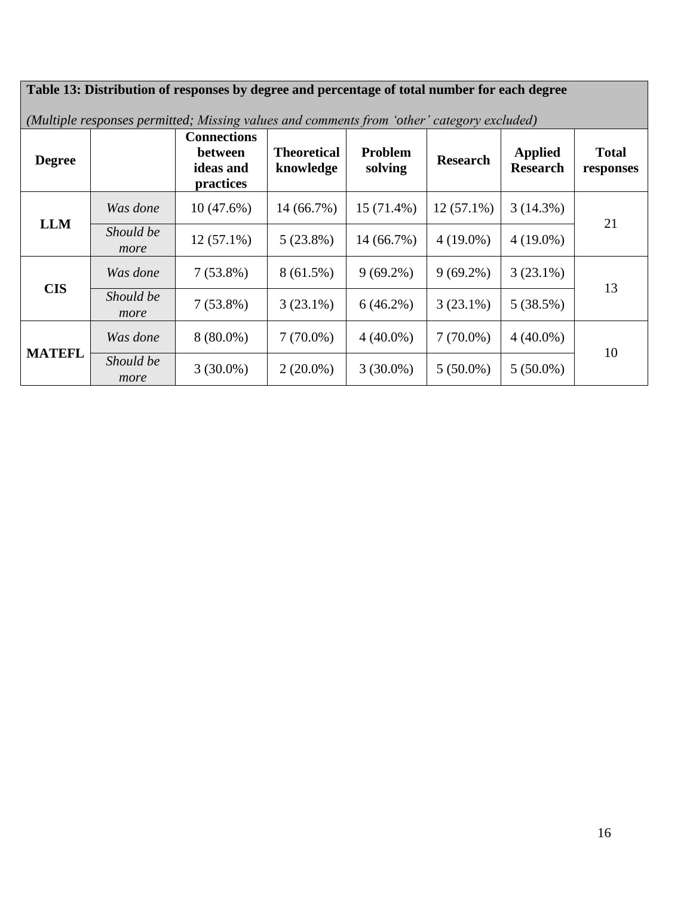**Table 13: Distribution of responses by degree and percentage of total number for each degree**

*(Multiple responses permitted; Missing values and comments from 'other' category excluded)*

| Degree | | Connections between ideas and practices | Theoretical knowledge | Problem solving | Research | Applied Research | Total responses |
|---|---|---|---|---|---|---|---|
| **LLM** | *Was done* | 10 (47.6%) | 14 (66.7%) | 15 (71.4%) | 12 (57.1%) | 3 (14.3%) | 21 |
| | *Should be more* | 12 (57.1%) | 5 (23.8%) | 14 (66.7%) | 4 (19.0%) | 4 (19.0%) | |
| **CIS** | *Was done* | 7 (53.8%) | 8 (61.5%) | 9 (69.2%) | 9 (69.2%) | 3 (23.1%) | 13 |
| | *Should be more* | 7 (53.8%) | 3 (23.1%) | 6 (46.2%) | 3 (23.1%) | 5 (38.5%) | |
| **MATEFL** | *Was done* | 8 (80.0%) | 7 (70.0%) | 4 (40.0%) | 7 (70.0%) | 4 (40.0%) | 10 |
| | *Should be more* | 3 (30.0%) | 2 (20.0%) | 3 (30.0%) | 5 (50.0%) | 5 (50.0%) | |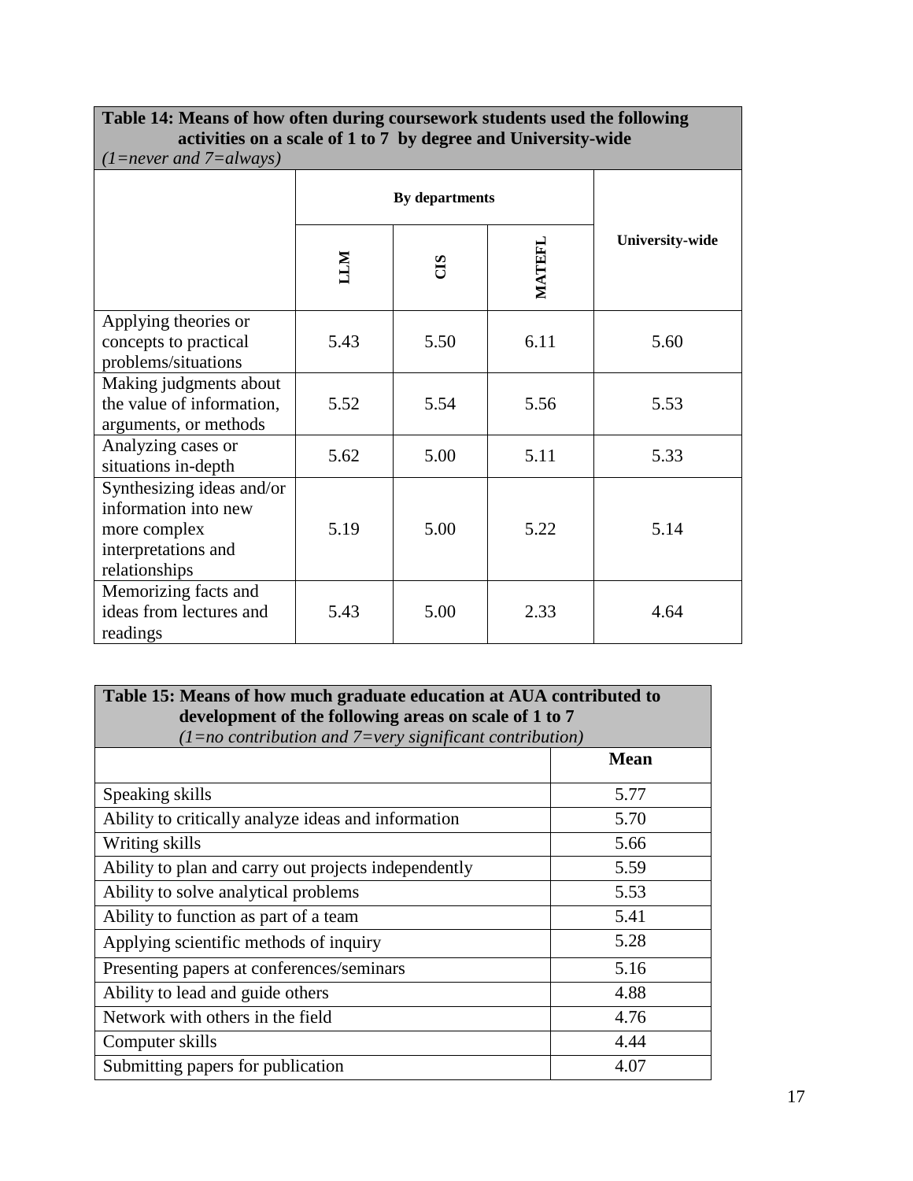**Table 14: Means of how often during coursework students used the following activities on a scale of 1 to 7 by degree and University-wide**
*(1=never and 7=always)*

| | By departments | | | University-wide |
|---|---|---|---|---|
| | LLM | CIS | MATEFL | |
| Applying theories or concepts to practical problems/situations | 5.43 | 5.50 | 6.11 | 5.60 |
| Making judgments about the value of information, arguments, or methods | 5.52 | 5.54 | 5.56 | 5.53 |
| Analyzing cases or situations in-depth | 5.62 | 5.00 | 5.11 | 5.33 |
| Synthesizing ideas and/or information into new more complex interpretations and relationships | 5.19 | 5.00 | 5.22 | 5.14 |
| Memorizing facts and ideas from lectures and readings | 5.43 | 5.00 | 2.33 | 4.64 |

**Table 15: Means of how much graduate education at AUA contributed to development of the following areas on scale of 1 to 7**
*(1=no contribution and 7=very significant contribution)*

| | Mean |
|---|---|
| Speaking skills | 5.77 |
| Ability to critically analyze ideas and information | 5.70 |
| Writing skills | 5.66 |
| Ability to plan and carry out projects independently | 5.59 |
| Ability to solve analytical problems | 5.53 |
| Ability to function as part of a team | 5.41 |
| Applying scientific methods of inquiry | 5.28 |
| Presenting papers at conferences/seminars | 5.16 |
| Ability to lead and guide others | 4.88 |
| Network with others in the field | 4.76 |
| Computer skills | 4.44 |
| Submitting papers for publication | 4.07 |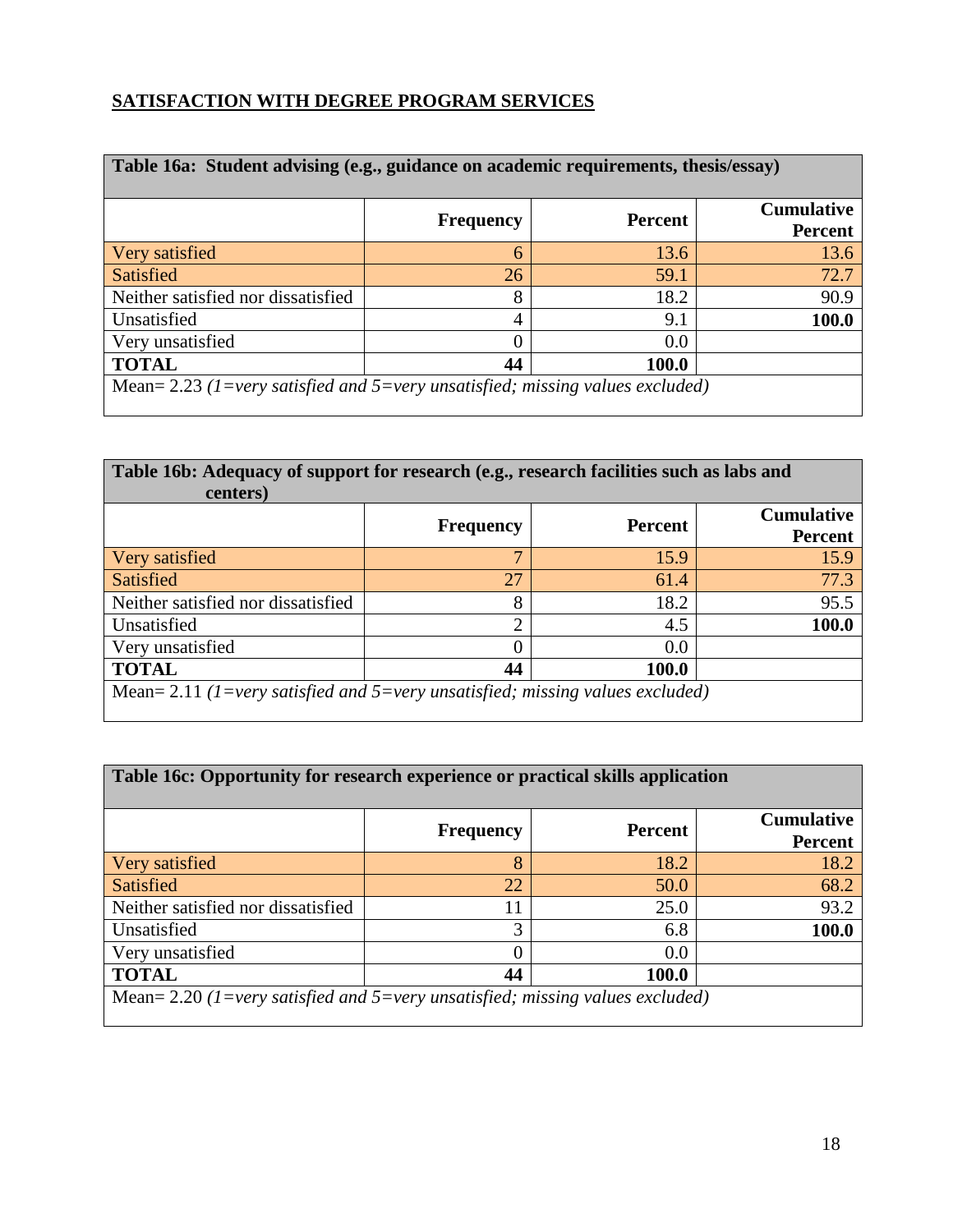## SATISFACTION WITH DEGREE PROGRAM SERVICES

**Table 16a: Student advising (e.g., guidance on academic requirements, thesis/essay)**

| | Frequency | Percent | Cumulative Percent |
|---|---|---|---|
| Very satisfied | 6 | 13.6 | 13.6 |
| Satisfied | 26 | 59.1 | 72.7 |
| Neither satisfied nor dissatisfied | 8 | 18.2 | 90.9 |
| Unsatisfied | 4 | 9.1 | **100.0** |
| Very unsatisfied | 0 | 0.0 | |
| **TOTAL** | **44** | **100.0** | |

Mean= 2.23 *(1=very satisfied and 5=very unsatisfied; missing values excluded)*

**Table 16b: Adequacy of support for research (e.g., research facilities such as labs and centers)**

| | Frequency | Percent | Cumulative Percent |
|---|---|---|---|
| Very satisfied | 7 | 15.9 | 15.9 |
| Satisfied | 27 | 61.4 | 77.3 |
| Neither satisfied nor dissatisfied | 8 | 18.2 | 95.5 |
| Unsatisfied | 2 | 4.5 | **100.0** |
| Very unsatisfied | 0 | 0.0 | |
| **TOTAL** | **44** | **100.0** | |

Mean= 2.11 *(1=very satisfied and 5=very unsatisfied; missing values excluded)*

**Table 16c: Opportunity for research experience or practical skills application**

| | Frequency | Percent | Cumulative Percent |
|---|---|---|---|
| Very satisfied | 8 | 18.2 | 18.2 |
| Satisfied | 22 | 50.0 | 68.2 |
| Neither satisfied nor dissatisfied | 11 | 25.0 | 93.2 |
| Unsatisfied | 3 | 6.8 | **100.0** |
| Very unsatisfied | 0 | 0.0 | |
| **TOTAL** | **44** | **100.0** | |

Mean= 2.20 *(1=very satisfied and 5=very unsatisfied; missing values excluded)*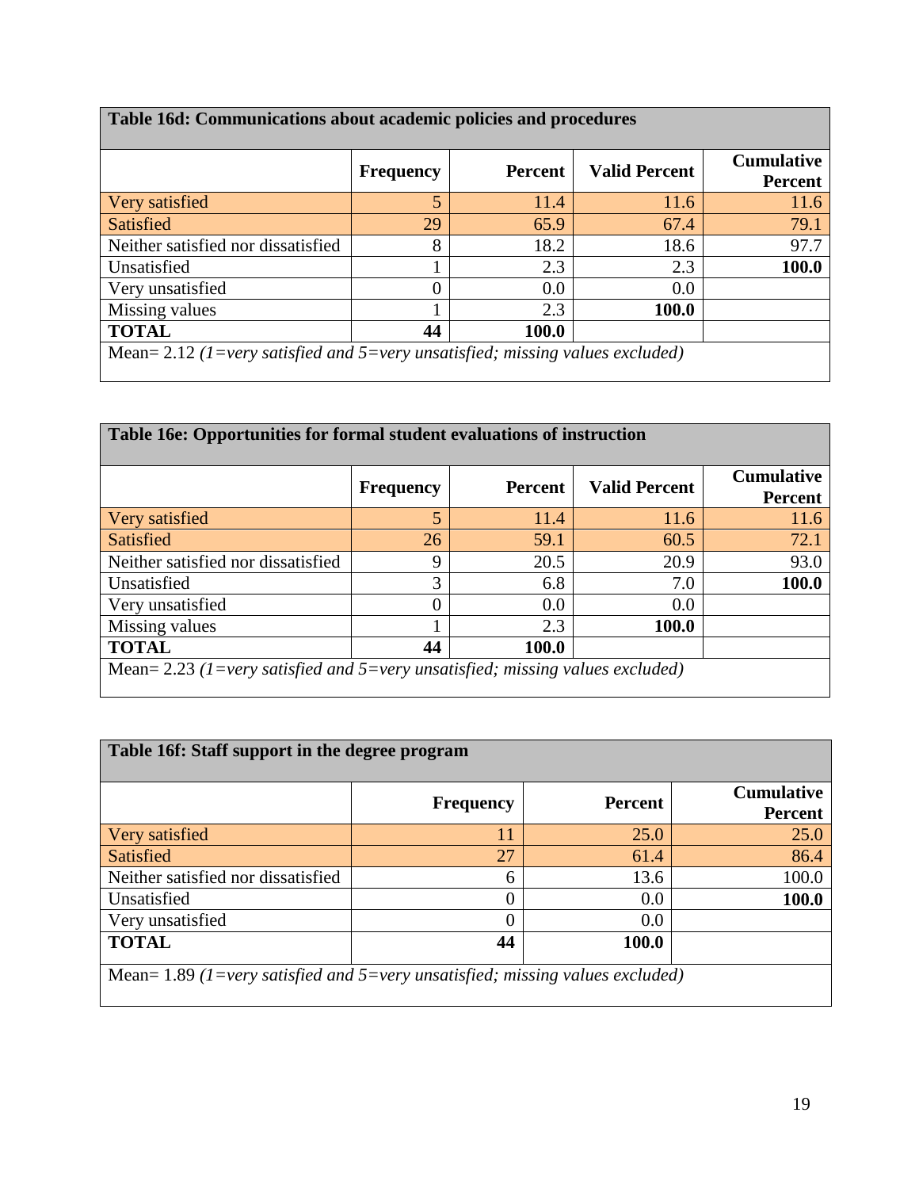| Table 16d: Communications about academic policies and procedures | | | | |
|---|---|---|---|---|
| | **Frequency** | **Percent** | **Valid Percent** | **Cumulative Percent** |
| Very satisfied | 5 | 11.4 | 11.6 | 11.6 |
| Satisfied | 29 | 65.9 | 67.4 | 79.1 |
| Neither satisfied nor dissatisfied | 8 | 18.2 | 18.6 | 97.7 |
| Unsatisfied | 1 | 2.3 | 2.3 | **100.0** |
| Very unsatisfied | 0 | 0.0 | 0.0 | |
| Missing values | 1 | 2.3 | **100.0** | |
| **TOTAL** | **44** | **100.0** | | |
| Mean= 2.12 *(1=very satisfied and 5=very unsatisfied; missing values excluded)* | | | | |

| Table 16e: Opportunities for formal student evaluations of instruction | | | | |
|---|---|---|---|---|
| | **Frequency** | **Percent** | **Valid Percent** | **Cumulative Percent** |
| Very satisfied | 5 | 11.4 | 11.6 | 11.6 |
| Satisfied | 26 | 59.1 | 60.5 | 72.1 |
| Neither satisfied nor dissatisfied | 9 | 20.5 | 20.9 | 93.0 |
| Unsatisfied | 3 | 6.8 | 7.0 | **100.0** |
| Very unsatisfied | 0 | 0.0 | 0.0 | |
| Missing values | 1 | 2.3 | **100.0** | |
| **TOTAL** | **44** | **100.0** | | |
| Mean= 2.23 *(1=very satisfied and 5=very unsatisfied; missing values excluded)* | | | | |

| Table 16f: Staff support in the degree program | | | |
|---|---|---|---|
| | **Frequency** | **Percent** | **Cumulative Percent** |
| Very satisfied | 11 | 25.0 | 25.0 |
| Satisfied | 27 | 61.4 | 86.4 |
| Neither satisfied nor dissatisfied | 6 | 13.6 | 100.0 |
| Unsatisfied | 0 | 0.0 | **100.0** |
| Very unsatisfied | 0 | 0.0 | |
| **TOTAL** | **44** | **100.0** | |
| Mean= 1.89 *(1=very satisfied and 5=very unsatisfied; missing values excluded)* | | | |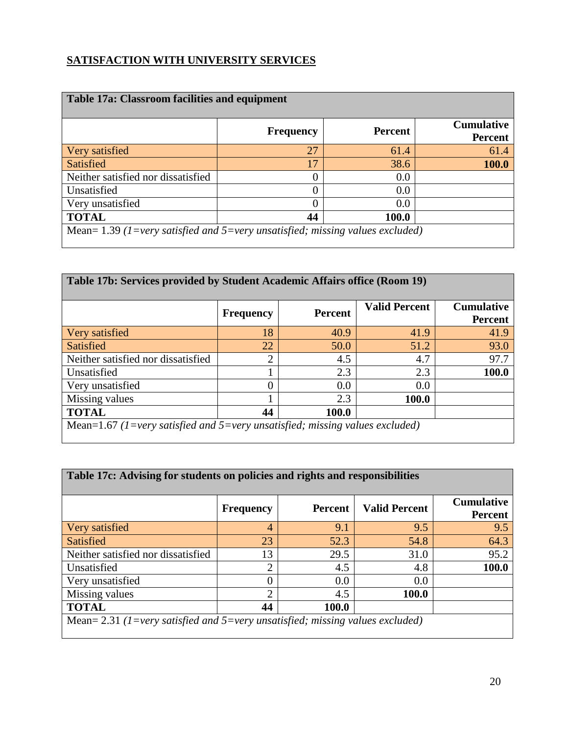## SATISFACTION WITH UNIVERSITY SERVICES

| Table 17a: Classroom facilities and equipment | | | |
|---|---|---|---|
| | **Frequency** | **Percent** | **Cumulative Percent** |
| Very satisfied | 27 | 61.4 | 61.4 |
| Satisfied | 17 | 38.6 | **100.0** |
| Neither satisfied nor dissatisfied | 0 | 0.0 | |
| Unsatisfied | 0 | 0.0 | |
| Very unsatisfied | 0 | 0.0 | |
| **TOTAL** | **44** | **100.0** | |
| Mean= 1.39 *(1=very satisfied and 5=very unsatisfied; missing values excluded)* | | | |

| Table 17b: Services provided by Student Academic Affairs office (Room 19) | | | | |
|---|---|---|---|---|
| | **Frequency** | **Percent** | **Valid Percent** | **Cumulative Percent** |
| Very satisfied | 18 | 40.9 | 41.9 | 41.9 |
| Satisfied | 22 | 50.0 | 51.2 | 93.0 |
| Neither satisfied nor dissatisfied | 2 | 4.5 | 4.7 | 97.7 |
| Unsatisfied | 1 | 2.3 | 2.3 | **100.0** |
| Very unsatisfied | 0 | 0.0 | 0.0 | |
| Missing values | 1 | 2.3 | **100.0** | |
| **TOTAL** | **44** | **100.0** | | |
| Mean=1.67 *(1=very satisfied and 5=very unsatisfied; missing values excluded)* | | | | |

| Table 17c: Advising for students on policies and rights and responsibilities | | | | |
|---|---|---|---|---|
| | **Frequency** | **Percent** | **Valid Percent** | **Cumulative Percent** |
| Very satisfied | 4 | 9.1 | 9.5 | 9.5 |
| Satisfied | 23 | 52.3 | 54.8 | 64.3 |
| Neither satisfied nor dissatisfied | 13 | 29.5 | 31.0 | 95.2 |
| Unsatisfied | 2 | 4.5 | 4.8 | **100.0** |
| Very unsatisfied | 0 | 0.0 | 0.0 | |
| Missing values | 2 | 4.5 | **100.0** | |
| **TOTAL** | **44** | **100.0** | | |
| Mean= 2.31 *(1=very satisfied and 5=very unsatisfied; missing values excluded)* | | | | |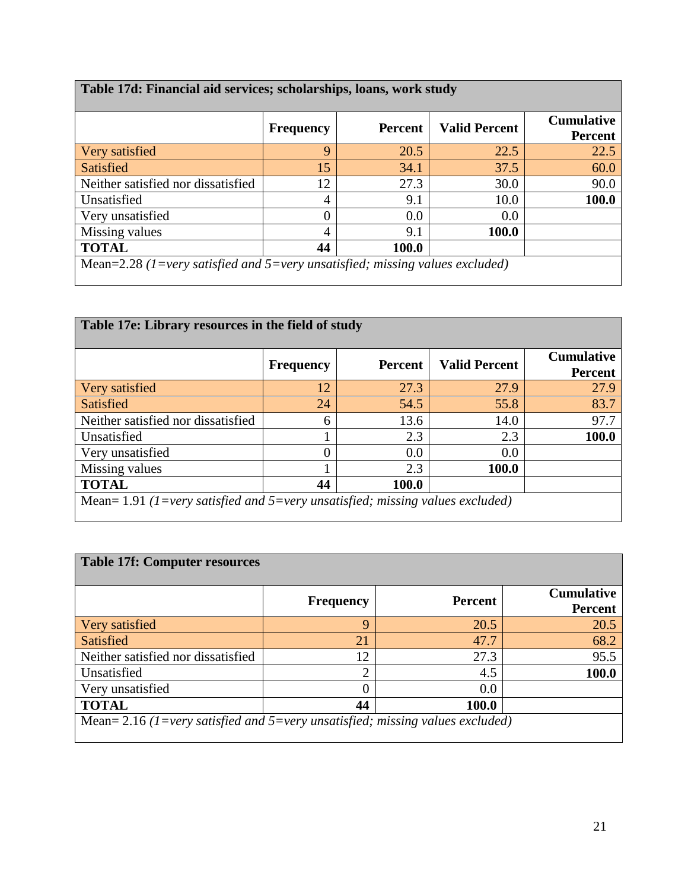| Table 17d: Financial aid services; scholarships, loans, work study | | | | |
|---|---|---|---|---|
| | **Frequency** | **Percent** | **Valid Percent** | **Cumulative Percent** |
| Very satisfied | 9 | 20.5 | 22.5 | 22.5 |
| Satisfied | 15 | 34.1 | 37.5 | 60.0 |
| Neither satisfied nor dissatisfied | 12 | 27.3 | 30.0 | 90.0 |
| Unsatisfied | 4 | 9.1 | 10.0 | **100.0** |
| Very unsatisfied | 0 | 0.0 | 0.0 | |
| Missing values | 4 | 9.1 | **100.0** | |
| **TOTAL** | **44** | **100.0** | | |
| Mean=2.28 *(1=very satisfied and 5=very unsatisfied; missing values excluded)* | | | | |

| Table 17e: Library resources in the field of study | | | | |
|---|---|---|---|---|
| | **Frequency** | **Percent** | **Valid Percent** | **Cumulative Percent** |
| Very satisfied | 12 | 27.3 | 27.9 | 27.9 |
| Satisfied | 24 | 54.5 | 55.8 | 83.7 |
| Neither satisfied nor dissatisfied | 6 | 13.6 | 14.0 | 97.7 |
| Unsatisfied | 1 | 2.3 | 2.3 | **100.0** |
| Very unsatisfied | 0 | 0.0 | 0.0 | |
| Missing values | 1 | 2.3 | **100.0** | |
| **TOTAL** | **44** | **100.0** | | |
| Mean= 1.91 *(1=very satisfied and 5=very unsatisfied; missing values excluded)* | | | | |

| Table 17f: Computer resources | | | |
|---|---|---|---|
| | **Frequency** | **Percent** | **Cumulative Percent** |
| Very satisfied | 9 | 20.5 | 20.5 |
| Satisfied | 21 | 47.7 | 68.2 |
| Neither satisfied nor dissatisfied | 12 | 27.3 | 95.5 |
| Unsatisfied | 2 | 4.5 | **100.0** |
| Very unsatisfied | 0 | 0.0 | |
| **TOTAL** | **44** | **100.0** | |
| Mean= 2.16 *(1=very satisfied and 5=very unsatisfied; missing values excluded)* | | | |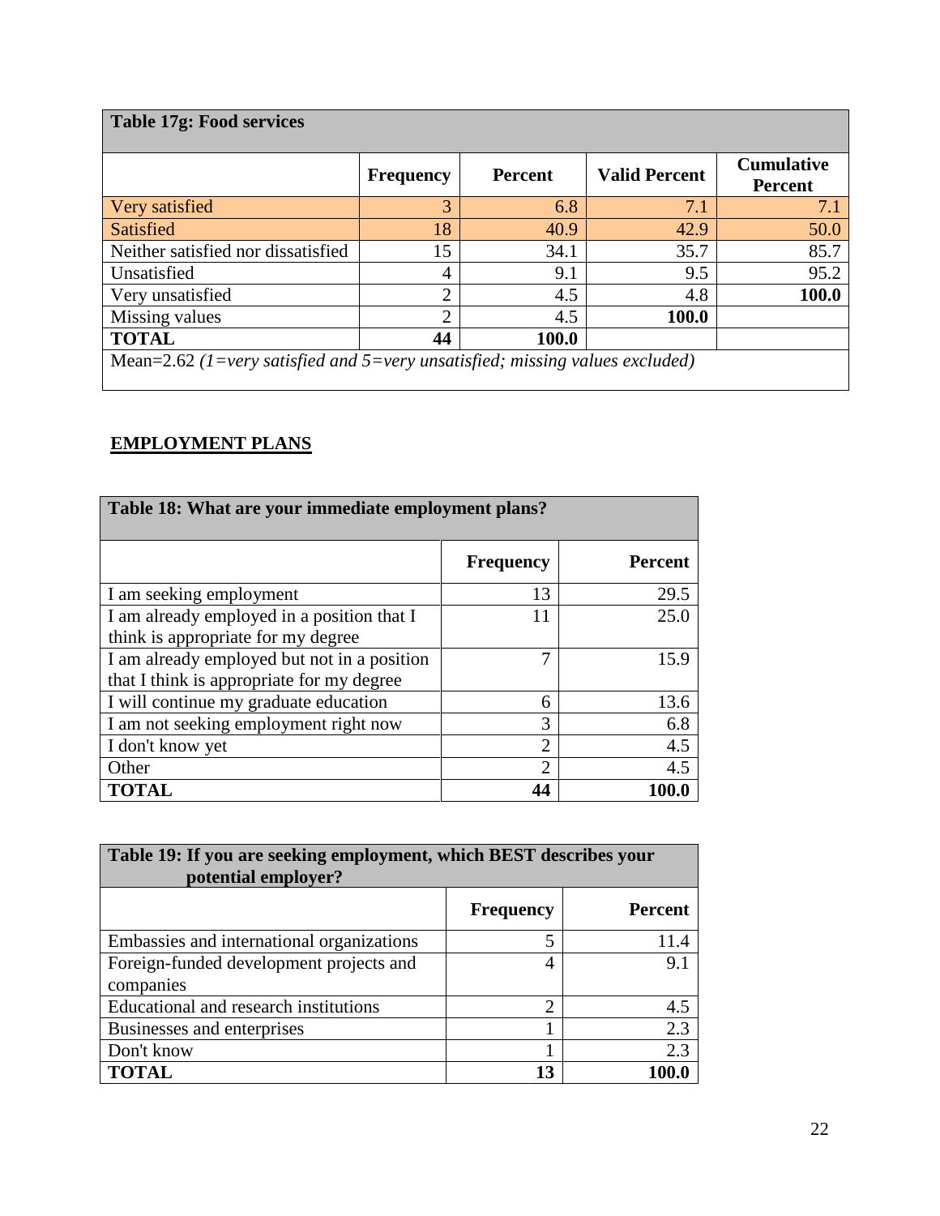| Table 17g: Food services | | | | |
|---|---|---|---|---|
| | **Frequency** | **Percent** | **Valid Percent** | **Cumulative Percent** |
| Very satisfied | 3 | 6.8 | 7.1 | 7.1 |
| Satisfied | 18 | 40.9 | 42.9 | 50.0 |
| Neither satisfied nor dissatisfied | 15 | 34.1 | 35.7 | 85.7 |
| Unsatisfied | 4 | 9.1 | 9.5 | 95.2 |
| Very unsatisfied | 2 | 4.5 | 4.8 | **100.0** |
| Missing values | 2 | 4.5 | **100.0** | |
| **TOTAL** | **44** | **100.0** | | |
| Mean=2.62 *(1=very satisfied and 5=very unsatisfied; missing values excluded)* | | | | |

## EMPLOYMENT PLANS

| Table 18: What are your immediate employment plans? | | |
|---|---|---|
| | **Frequency** | **Percent** |
| I am seeking employment | 13 | 29.5 |
| I am already employed in a position that I think is appropriate for my degree | 11 | 25.0 |
| I am already employed but not in a position that I think is appropriate for my degree | 7 | 15.9 |
| I will continue my graduate education | 6 | 13.6 |
| I am not seeking employment right now | 3 | 6.8 |
| I don't know yet | 2 | 4.5 |
| Other | 2 | 4.5 |
| **TOTAL** | **44** | **100.0** |

| Table 19: If you are seeking employment, which BEST describes your potential employer? | | |
|---|---|---|
| | **Frequency** | **Percent** |
| Embassies and international organizations | 5 | 11.4 |
| Foreign-funded development projects and companies | 4 | 9.1 |
| Educational and research institutions | 2 | 4.5 |
| Businesses and enterprises | 1 | 2.3 |
| Don't know | 1 | 2.3 |
| **TOTAL** | **13** | **100.0** |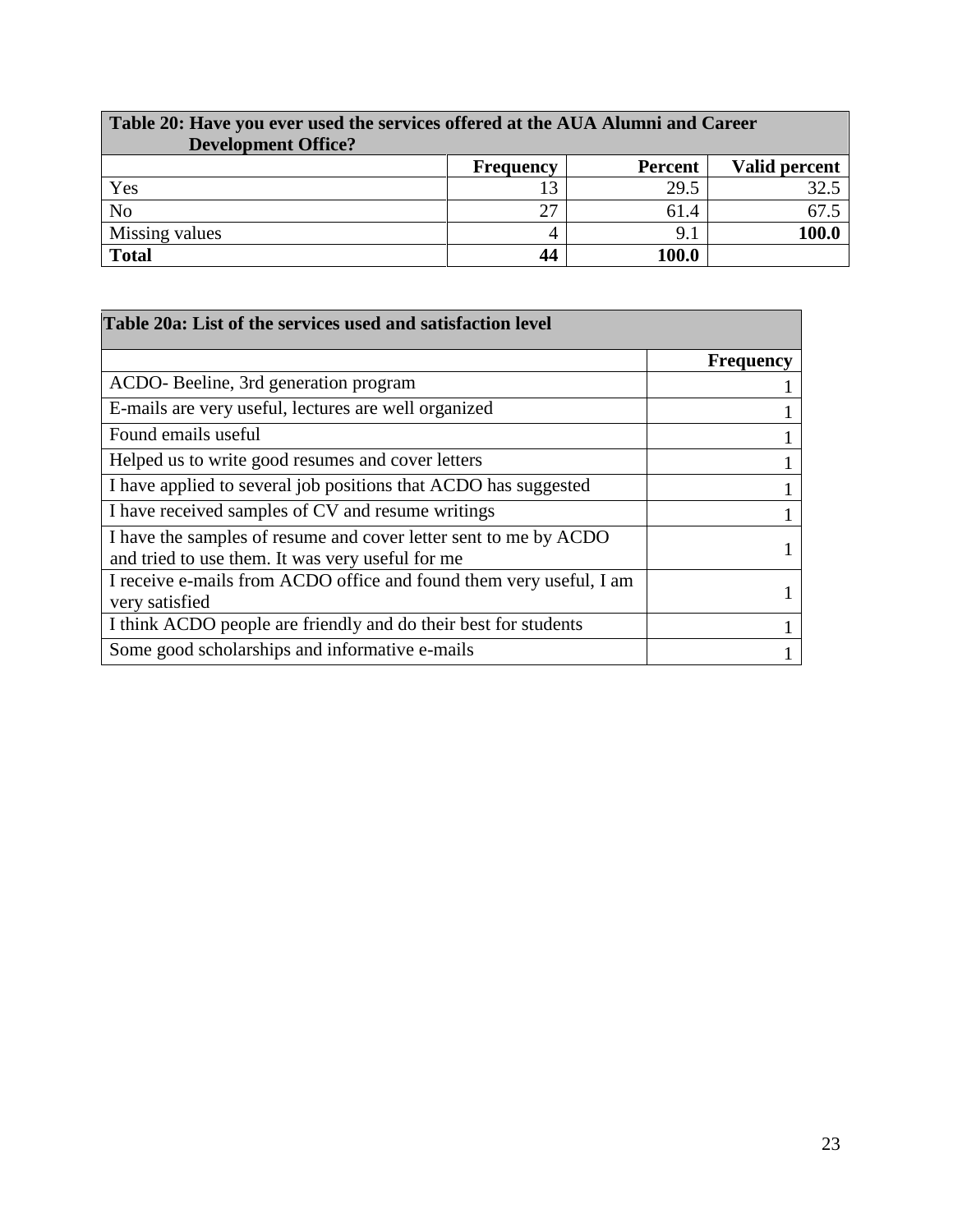| Table 20: Have you ever used the services offered at the AUA Alumni and Career Development Office? | | | |
|---|---|---|---|
| | **Frequency** | **Percent** | **Valid percent** |
| Yes | 13 | 29.5 | 32.5 |
| No | 27 | 61.4 | 67.5 |
| Missing values | 4 | 9.1 | **100.0** |
| **Total** | **44** | **100.0** | |

| Table 20a: List of the services used and satisfaction level | |
|---|---|
| | **Frequency** |
| ACDO- Beeline, 3rd generation program | 1 |
| E-mails are very useful, lectures are well organized | 1 |
| Found emails useful | 1 |
| Helped us to write good resumes and cover letters | 1 |
| I have applied to several job positions that ACDO has suggested | 1 |
| I have received samples of CV and resume writings | 1 |
| I have the samples of resume and cover letter sent to me by ACDO and tried to use them. It was very useful for me | 1 |
| I receive e-mails from ACDO office and found them very useful, I am very satisfied | 1 |
| I think ACDO people are friendly and do their best for students | 1 |
| Some good scholarships and informative e-mails | 1 |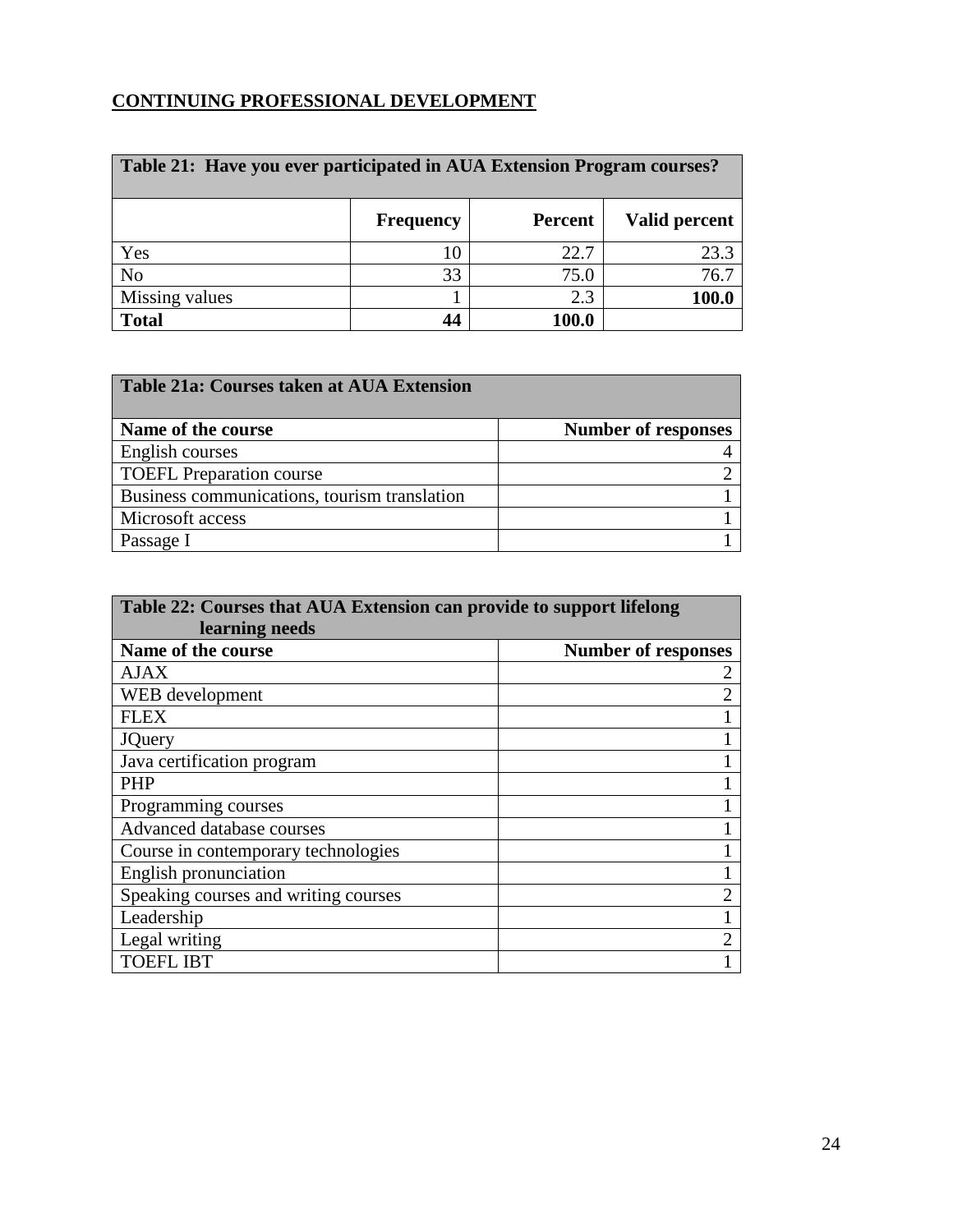**CONTINUING PROFESSIONAL DEVELOPMENT**

| Table 21: Have you ever participated in AUA Extension Program courses? | | | |
|---|---|---|---|
| | **Frequency** | **Percent** | **Valid percent** |
| Yes | 10 | 22.7 | 23.3 |
| No | 33 | 75.0 | 76.7 |
| Missing values | 1 | 2.3 | **100.0** |
| **Total** | **44** | **100.0** | |

| Table 21a: Courses taken at AUA Extension | |
|---|---|
| **Name of the course** | **Number of responses** |
| English courses | 4 |
| TOEFL Preparation course | 2 |
| Business communications, tourism translation | 1 |
| Microsoft access | 1 |
| Passage I | 1 |

| Table 22: Courses that AUA Extension can provide to support lifelong learning needs | |
|---|---|
| **Name of the course** | **Number of responses** |
| AJAX | 2 |
| WEB development | 2 |
| FLEX | 1 |
| JQuery | 1 |
| Java certification program | 1 |
| PHP | 1 |
| Programming courses | 1 |
| Advanced database courses | 1 |
| Course in contemporary technologies | 1 |
| English pronunciation | 1 |
| Speaking courses and writing courses | 2 |
| Leadership | 1 |
| Legal writing | 2 |
| TOEFL IBT | 1 |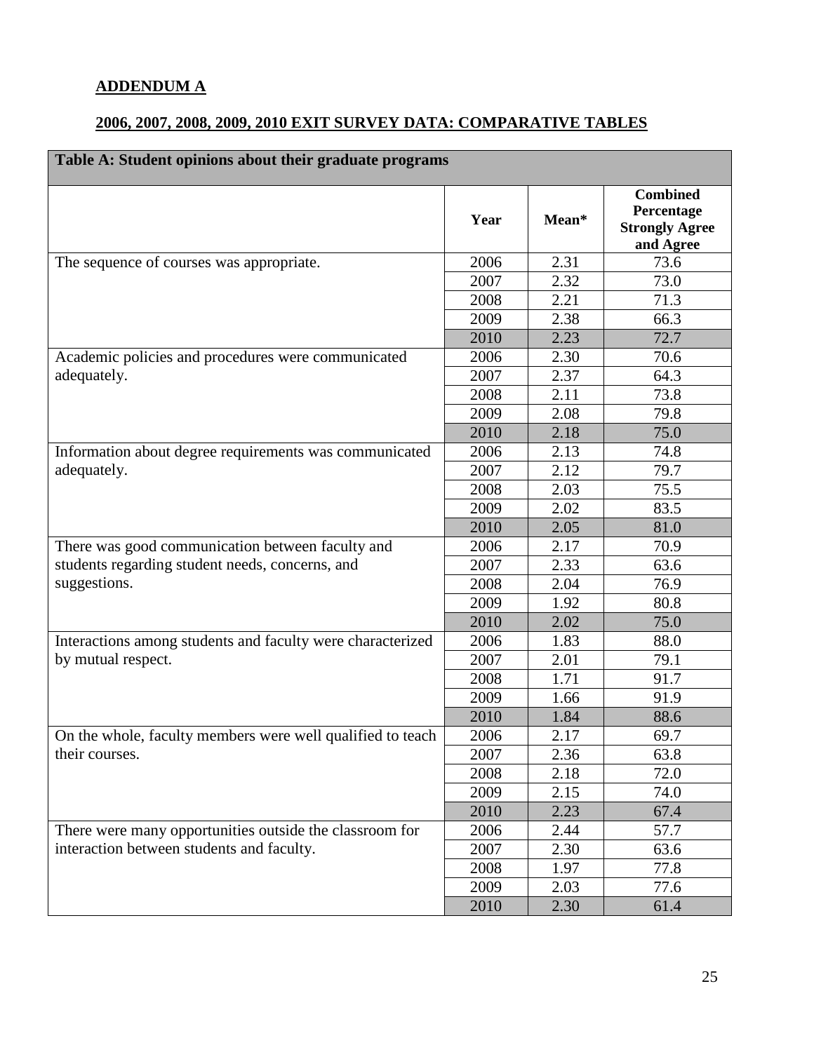**ADDENDUM A**

**2006, 2007, 2008, 2009, 2010 EXIT SURVEY DATA: COMPARATIVE TABLES**

| Table A: Student opinions about their graduate programs | | | |
|---|---|---|---|
| | **Year** | **Mean*** | **Combined Percentage Strongly Agree and Agree** |
| The sequence of courses was appropriate. | 2006 | 2.31 | 73.6 |
| | 2007 | 2.32 | 73.0 |
| | 2008 | 2.21 | 71.3 |
| | 2009 | 2.38 | 66.3 |
| | 2010 | 2.23 | 72.7 |
| Academic policies and procedures were communicated adequately. | 2006 | 2.30 | 70.6 |
| | 2007 | 2.37 | 64.3 |
| | 2008 | 2.11 | 73.8 |
| | 2009 | 2.08 | 79.8 |
| | 2010 | 2.18 | 75.0 |
| Information about degree requirements was communicated adequately. | 2006 | 2.13 | 74.8 |
| | 2007 | 2.12 | 79.7 |
| | 2008 | 2.03 | 75.5 |
| | 2009 | 2.02 | 83.5 |
| | 2010 | 2.05 | 81.0 |
| There was good communication between faculty and students regarding student needs, concerns, and suggestions. | 2006 | 2.17 | 70.9 |
| | 2007 | 2.33 | 63.6 |
| | 2008 | 2.04 | 76.9 |
| | 2009 | 1.92 | 80.8 |
| | 2010 | 2.02 | 75.0 |
| Interactions among students and faculty were characterized by mutual respect. | 2006 | 1.83 | 88.0 |
| | 2007 | 2.01 | 79.1 |
| | 2008 | 1.71 | 91.7 |
| | 2009 | 1.66 | 91.9 |
| | 2010 | 1.84 | 88.6 |
| On the whole, faculty members were well qualified to teach their courses. | 2006 | 2.17 | 69.7 |
| | 2007 | 2.36 | 63.8 |
| | 2008 | 2.18 | 72.0 |
| | 2009 | 2.15 | 74.0 |
| | 2010 | 2.23 | 67.4 |
| There were many opportunities outside the classroom for interaction between students and faculty. | 2006 | 2.44 | 57.7 |
| | 2007 | 2.30 | 63.6 |
| | 2008 | 1.97 | 77.8 |
| | 2009 | 2.03 | 77.6 |
| | 2010 | 2.30 | 61.4 |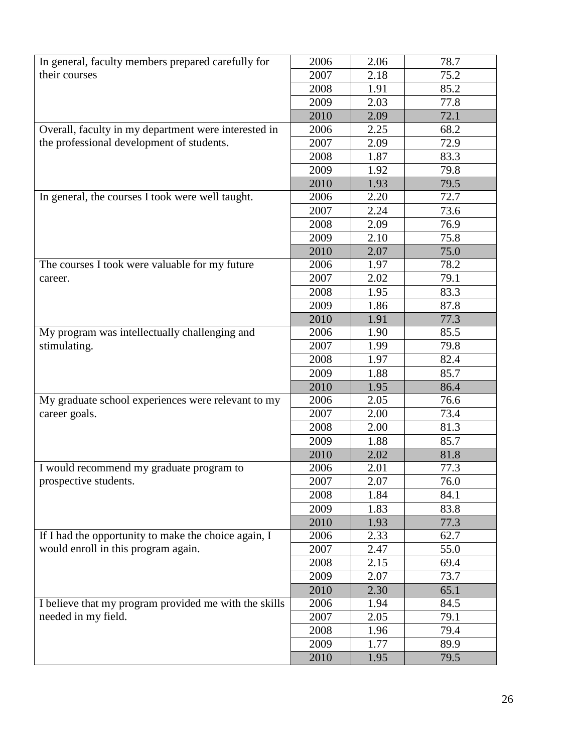| | | | |
|---|---|---|---|
| In general, faculty members prepared carefully for their courses | 2006 | 2.06 | 78.7 |
| | 2007 | 2.18 | 75.2 |
| | 2008 | 1.91 | 85.2 |
| | 2009 | 2.03 | 77.8 |
| | 2010 | 2.09 | 72.1 |
| Overall, faculty in my department were interested in the professional development of students. | 2006 | 2.25 | 68.2 |
| | 2007 | 2.09 | 72.9 |
| | 2008 | 1.87 | 83.3 |
| | 2009 | 1.92 | 79.8 |
| | 2010 | 1.93 | 79.5 |
| In general, the courses I took were well taught. | 2006 | 2.20 | 72.7 |
| | 2007 | 2.24 | 73.6 |
| | 2008 | 2.09 | 76.9 |
| | 2009 | 2.10 | 75.8 |
| | 2010 | 2.07 | 75.0 |
| The courses I took were valuable for my future career. | 2006 | 1.97 | 78.2 |
| | 2007 | 2.02 | 79.1 |
| | 2008 | 1.95 | 83.3 |
| | 2009 | 1.86 | 87.8 |
| | 2010 | 1.91 | 77.3 |
| My program was intellectually challenging and stimulating. | 2006 | 1.90 | 85.5 |
| | 2007 | 1.99 | 79.8 |
| | 2008 | 1.97 | 82.4 |
| | 2009 | 1.88 | 85.7 |
| | 2010 | 1.95 | 86.4 |
| My graduate school experiences were relevant to my career goals. | 2006 | 2.05 | 76.6 |
| | 2007 | 2.00 | 73.4 |
| | 2008 | 2.00 | 81.3 |
| | 2009 | 1.88 | 85.7 |
| | 2010 | 2.02 | 81.8 |
| I would recommend my graduate program to prospective students. | 2006 | 2.01 | 77.3 |
| | 2007 | 2.07 | 76.0 |
| | 2008 | 1.84 | 84.1 |
| | 2009 | 1.83 | 83.8 |
| | 2010 | 1.93 | 77.3 |
| If I had the opportunity to make the choice again, I would enroll in this program again. | 2006 | 2.33 | 62.7 |
| | 2007 | 2.47 | 55.0 |
| | 2008 | 2.15 | 69.4 |
| | 2009 | 2.07 | 73.7 |
| | 2010 | 2.30 | 65.1 |
| I believe that my program provided me with the skills needed in my field. | 2006 | 1.94 | 84.5 |
| | 2007 | 2.05 | 79.1 |
| | 2008 | 1.96 | 79.4 |
| | 2009 | 1.77 | 89.9 |
| | 2010 | 1.95 | 79.5 |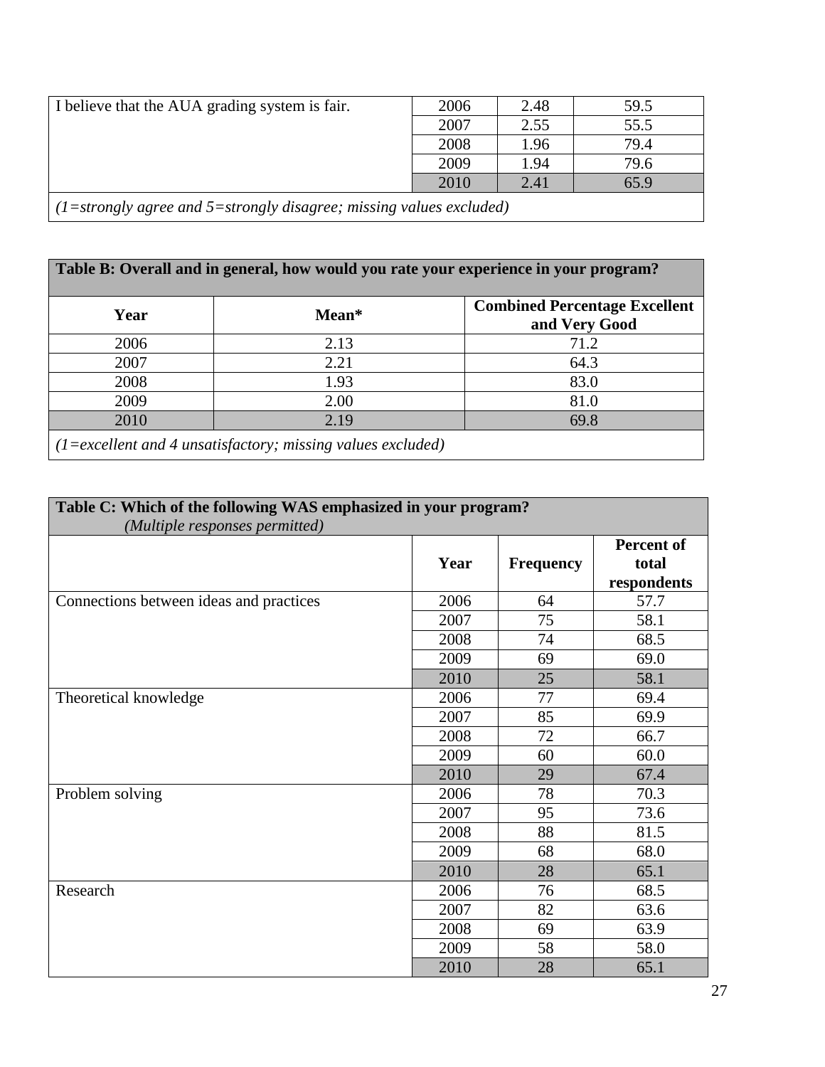| | | | |
|---|---|---|---|
| I believe that the AUA grading system is fair. | 2006 | 2.48 | 59.5 |
| | 2007 | 2.55 | 55.5 |
| | 2008 | 1.96 | 79.4 |
| | 2009 | 1.94 | 79.6 |
| | 2010 | 2.41 | 65.9 |
| *(1=strongly agree and 5=strongly disagree; missing values excluded)* | | | |

**Table B: Overall and in general, how would you rate your experience in your program?**

| Year | Mean* | Combined Percentage Excellent and Very Good |
|---|---|---|
| 2006 | 2.13 | 71.2 |
| 2007 | 2.21 | 64.3 |
| 2008 | 1.93 | 83.0 |
| 2009 | 2.00 | 81.0 |
| 2010 | 2.19 | 69.8 |
| *(1=excellent and 4 unsatisfactory; missing values excluded)* | | |

**Table C: Which of the following WAS emphasized in your program?**
*(Multiple responses permitted)*

| | Year | Frequency | Percent of total respondents |
|---|---|---|---|
| Connections between ideas and practices | 2006 | 64 | 57.7 |
| | 2007 | 75 | 58.1 |
| | 2008 | 74 | 68.5 |
| | 2009 | 69 | 69.0 |
| | 2010 | 25 | 58.1 |
| Theoretical knowledge | 2006 | 77 | 69.4 |
| | 2007 | 85 | 69.9 |
| | 2008 | 72 | 66.7 |
| | 2009 | 60 | 60.0 |
| | 2010 | 29 | 67.4 |
| Problem solving | 2006 | 78 | 70.3 |
| | 2007 | 95 | 73.6 |
| | 2008 | 88 | 81.5 |
| | 2009 | 68 | 68.0 |
| | 2010 | 28 | 65.1 |
| Research | 2006 | 76 | 68.5 |
| | 2007 | 82 | 63.6 |
| | 2008 | 69 | 63.9 |
| | 2009 | 58 | 58.0 |
| | 2010 | 28 | 65.1 |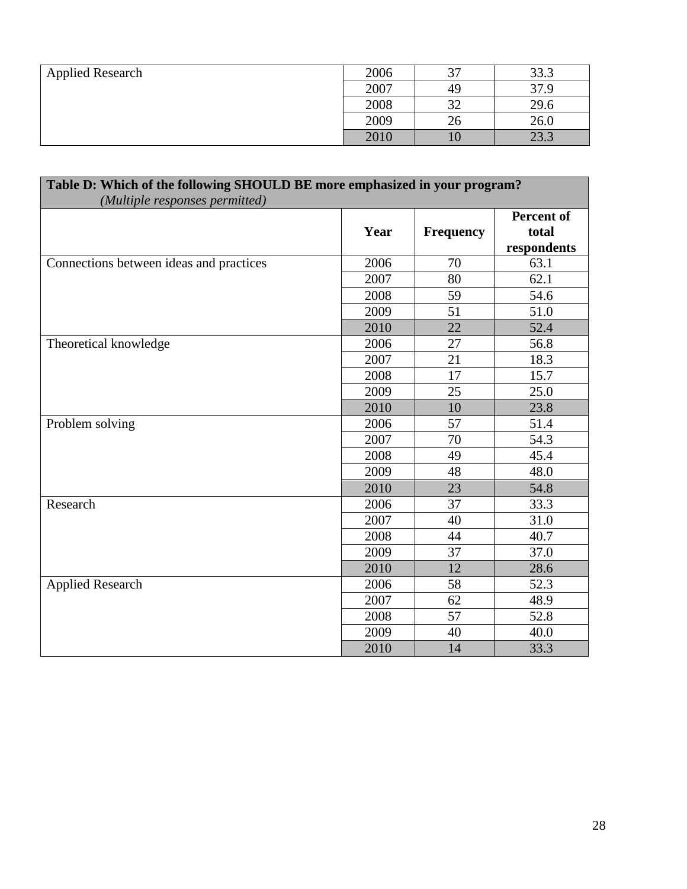| | | | |
|---|---|---|---|
| Applied Research | 2006 | 37 | 33.3 |
| | 2007 | 49 | 37.9 |
| | 2008 | 32 | 29.6 |
| | 2009 | 26 | 26.0 |
| | 2010 | 10 | 23.3 |

**Table D: Which of the following SHOULD BE more emphasized in your program?** *(Multiple responses permitted)*

| | Year | Frequency | Percent of total respondents |
|---|---|---|---|
| Connections between ideas and practices | 2006 | 70 | 63.1 |
| | 2007 | 80 | 62.1 |
| | 2008 | 59 | 54.6 |
| | 2009 | 51 | 51.0 |
| | 2010 | 22 | 52.4 |
| Theoretical knowledge | 2006 | 27 | 56.8 |
| | 2007 | 21 | 18.3 |
| | 2008 | 17 | 15.7 |
| | 2009 | 25 | 25.0 |
| | 2010 | 10 | 23.8 |
| Problem solving | 2006 | 57 | 51.4 |
| | 2007 | 70 | 54.3 |
| | 2008 | 49 | 45.4 |
| | 2009 | 48 | 48.0 |
| | 2010 | 23 | 54.8 |
| Research | 2006 | 37 | 33.3 |
| | 2007 | 40 | 31.0 |
| | 2008 | 44 | 40.7 |
| | 2009 | 37 | 37.0 |
| | 2010 | 12 | 28.6 |
| Applied Research | 2006 | 58 | 52.3 |
| | 2007 | 62 | 48.9 |
| | 2008 | 57 | 52.8 |
| | 2009 | 40 | 40.0 |
| | 2010 | 14 | 33.3 |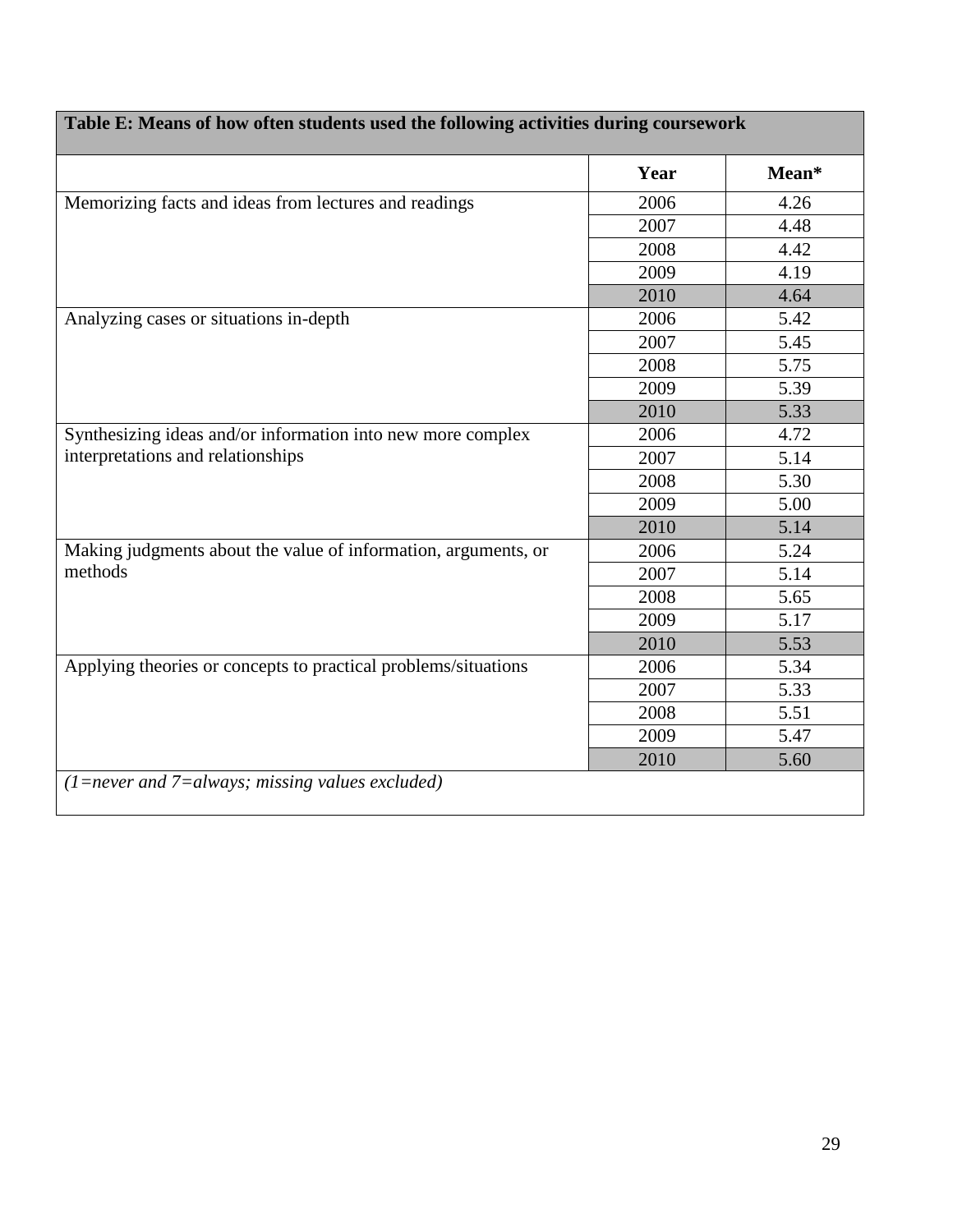**Table E: Means of how often students used the following activities during coursework**

| | Year | Mean* |
|---|---|---|
| Memorizing facts and ideas from lectures and readings | 2006 | 4.26 |
| | 2007 | 4.48 |
| | 2008 | 4.42 |
| | 2009 | 4.19 |
| | 2010 | 4.64 |
| Analyzing cases or situations in-depth | 2006 | 5.42 |
| | 2007 | 5.45 |
| | 2008 | 5.75 |
| | 2009 | 5.39 |
| | 2010 | 5.33 |
| Synthesizing ideas and/or information into new more complex interpretations and relationships | 2006 | 4.72 |
| | 2007 | 5.14 |
| | 2008 | 5.30 |
| | 2009 | 5.00 |
| | 2010 | 5.14 |
| Making judgments about the value of information, arguments, or methods | 2006 | 5.24 |
| | 2007 | 5.14 |
| | 2008 | 5.65 |
| | 2009 | 5.17 |
| | 2010 | 5.53 |
| Applying theories or concepts to practical problems/situations | 2006 | 5.34 |
| | 2007 | 5.33 |
| | 2008 | 5.51 |
| | 2009 | 5.47 |
| | 2010 | 5.60 |

*(1=never and 7=always; missing values excluded)*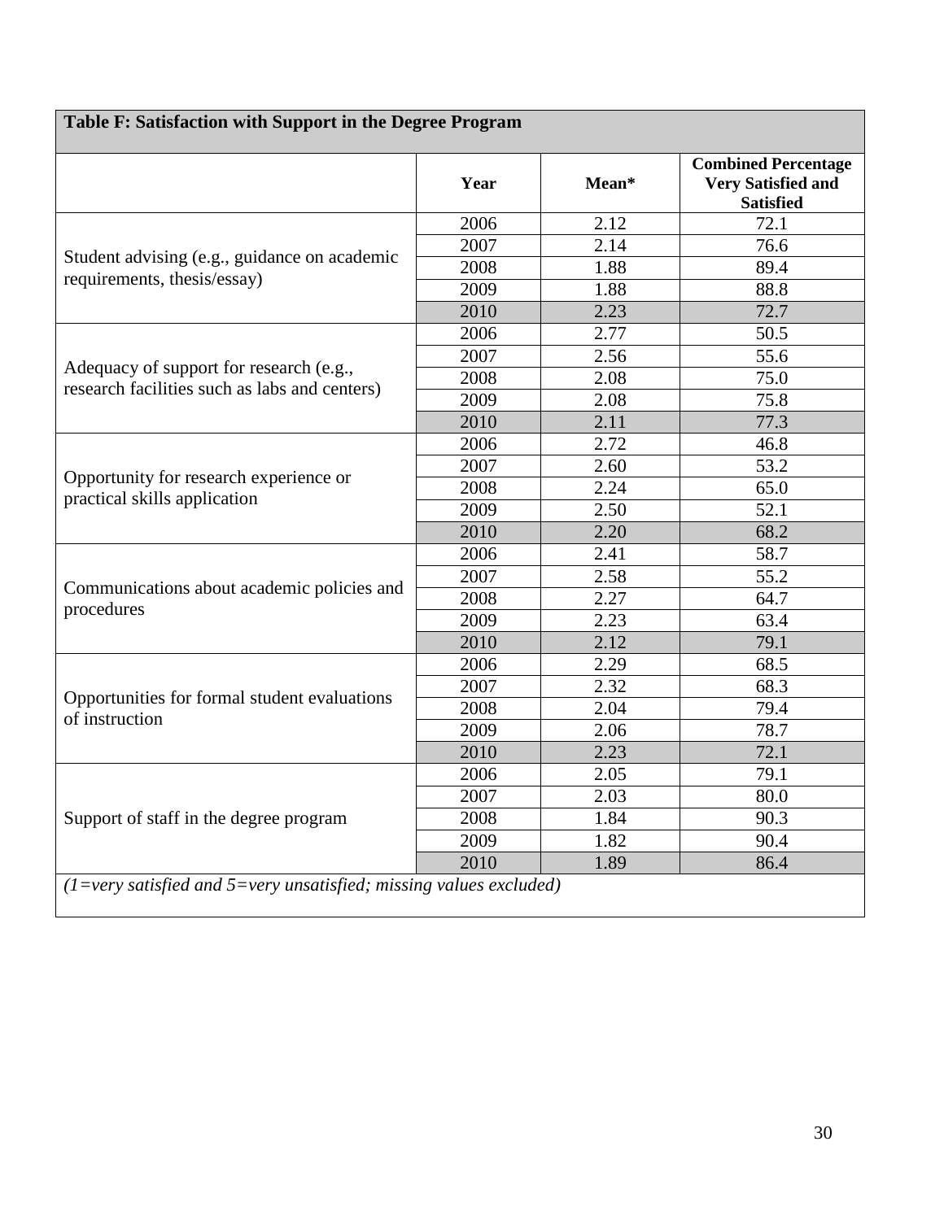| Table F: Satisfaction with Support in the Degree Program | | | |
|---|---|---|---|
| | **Year** | **Mean*** | **Combined Percentage Very Satisfied and Satisfied** |
| Student advising (e.g., guidance on academic requirements, thesis/essay) | 2006 | 2.12 | 72.1 |
| | 2007 | 2.14 | 76.6 |
| | 2008 | 1.88 | 89.4 |
| | 2009 | 1.88 | 88.8 |
| | 2010 | 2.23 | 72.7 |
| Adequacy of support for research (e.g., research facilities such as labs and centers) | 2006 | 2.77 | 50.5 |
| | 2007 | 2.56 | 55.6 |
| | 2008 | 2.08 | 75.0 |
| | 2009 | 2.08 | 75.8 |
| | 2010 | 2.11 | 77.3 |
| Opportunity for research experience or practical skills application | 2006 | 2.72 | 46.8 |
| | 2007 | 2.60 | 53.2 |
| | 2008 | 2.24 | 65.0 |
| | 2009 | 2.50 | 52.1 |
| | 2010 | 2.20 | 68.2 |
| Communications about academic policies and procedures | 2006 | 2.41 | 58.7 |
| | 2007 | 2.58 | 55.2 |
| | 2008 | 2.27 | 64.7 |
| | 2009 | 2.23 | 63.4 |
| | 2010 | 2.12 | 79.1 |
| Opportunities for formal student evaluations of instruction | 2006 | 2.29 | 68.5 |
| | 2007 | 2.32 | 68.3 |
| | 2008 | 2.04 | 79.4 |
| | 2009 | 2.06 | 78.7 |
| | 2010 | 2.23 | 72.1 |
| Support of staff in the degree program | 2006 | 2.05 | 79.1 |
| | 2007 | 2.03 | 80.0 |
| | 2008 | 1.84 | 90.3 |
| | 2009 | 1.82 | 90.4 |
| | 2010 | 1.89 | 86.4 |

*(1=very satisfied and 5=very unsatisfied; missing values excluded)*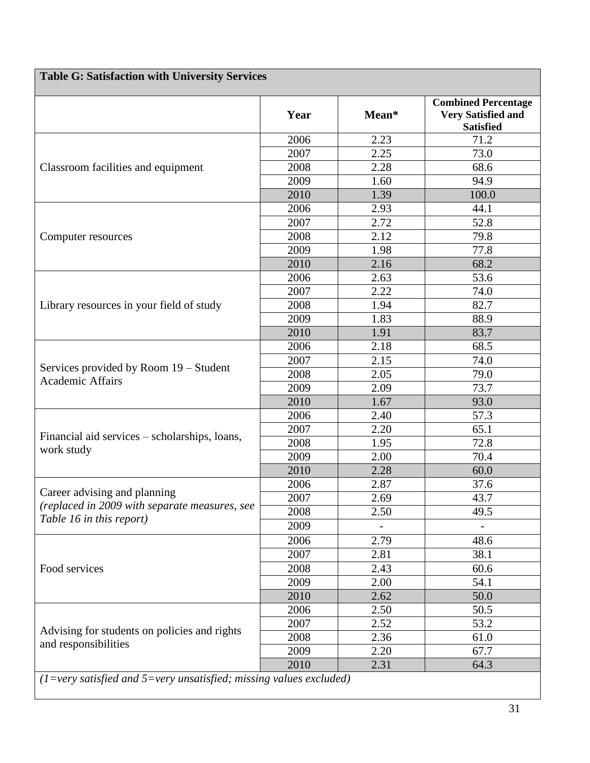**Table G: Satisfaction with University Services**

| | Year | Mean* | Combined Percentage Very Satisfied and Satisfied |
|---|---|---|---|
| Classroom facilities and equipment | 2006 | 2.23 | 71.2 |
| | 2007 | 2.25 | 73.0 |
| | 2008 | 2.28 | 68.6 |
| | 2009 | 1.60 | 94.9 |
| | 2010 | 1.39 | 100.0 |
| Computer resources | 2006 | 2.93 | 44.1 |
| | 2007 | 2.72 | 52.8 |
| | 2008 | 2.12 | 79.8 |
| | 2009 | 1.98 | 77.8 |
| | 2010 | 2.16 | 68.2 |
| Library resources in your field of study | 2006 | 2.63 | 53.6 |
| | 2007 | 2.22 | 74.0 |
| | 2008 | 1.94 | 82.7 |
| | 2009 | 1.83 | 88.9 |
| | 2010 | 1.91 | 83.7 |
| Services provided by Room 19 – Student Academic Affairs | 2006 | 2.18 | 68.5 |
| | 2007 | 2.15 | 74.0 |
| | 2008 | 2.05 | 79.0 |
| | 2009 | 2.09 | 73.7 |
| | 2010 | 1.67 | 93.0 |
| Financial aid services – scholarships, loans, work study | 2006 | 2.40 | 57.3 |
| | 2007 | 2.20 | 65.1 |
| | 2008 | 1.95 | 72.8 |
| | 2009 | 2.00 | 70.4 |
| | 2010 | 2.28 | 60.0 |
| Career advising and planning *(replaced in 2009 with separate measures, see Table 16 in this report)* | 2006 | 2.87 | 37.6 |
| | 2007 | 2.69 | 43.7 |
| | 2008 | 2.50 | 49.5 |
| | 2009 | - | - |
| Food services | 2006 | 2.79 | 48.6 |
| | 2007 | 2.81 | 38.1 |
| | 2008 | 2.43 | 60.6 |
| | 2009 | 2.00 | 54.1 |
| | 2010 | 2.62 | 50.0 |
| Advising for students on policies and rights and responsibilities | 2006 | 2.50 | 50.5 |
| | 2007 | 2.52 | 53.2 |
| | 2008 | 2.36 | 61.0 |
| | 2009 | 2.20 | 67.7 |
| | 2010 | 2.31 | 64.3 |

*(1=very satisfied and 5=very unsatisfied; missing values excluded)*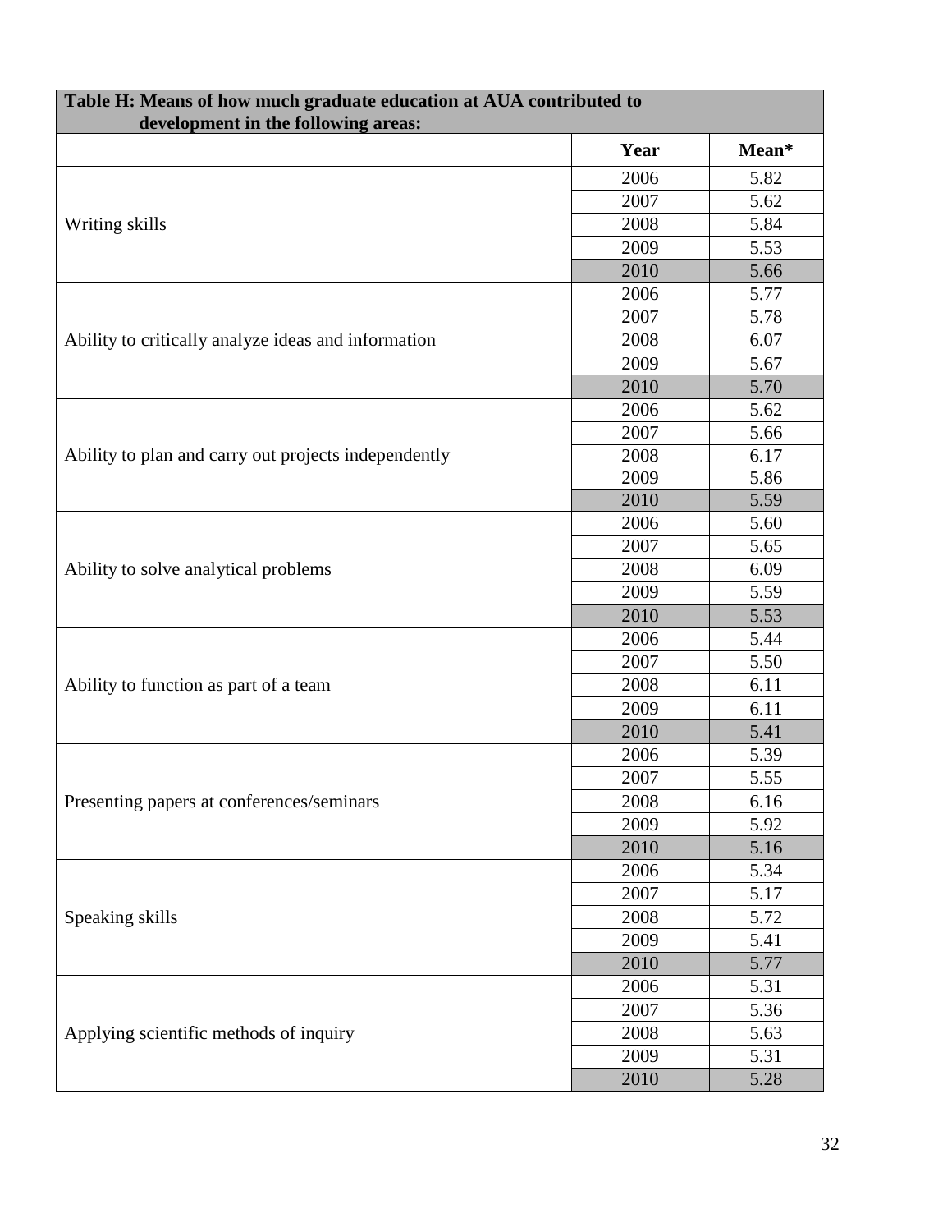| Table H: Means of how much graduate education at AUA contributed to development in the following areas: | | |
|---|---|---|
| | **Year** | **Mean*** |
| Writing skills | 2006 | 5.82 |
| | 2007 | 5.62 |
| | 2008 | 5.84 |
| | 2009 | 5.53 |
| | 2010 | 5.66 |
| Ability to critically analyze ideas and information | 2006 | 5.77 |
| | 2007 | 5.78 |
| | 2008 | 6.07 |
| | 2009 | 5.67 |
| | 2010 | 5.70 |
| Ability to plan and carry out projects independently | 2006 | 5.62 |
| | 2007 | 5.66 |
| | 2008 | 6.17 |
| | 2009 | 5.86 |
| | 2010 | 5.59 |
| Ability to solve analytical problems | 2006 | 5.60 |
| | 2007 | 5.65 |
| | 2008 | 6.09 |
| | 2009 | 5.59 |
| | 2010 | 5.53 |
| Ability to function as part of a team | 2006 | 5.44 |
| | 2007 | 5.50 |
| | 2008 | 6.11 |
| | 2009 | 6.11 |
| | 2010 | 5.41 |
| Presenting papers at conferences/seminars | 2006 | 5.39 |
| | 2007 | 5.55 |
| | 2008 | 6.16 |
| | 2009 | 5.92 |
| | 2010 | 5.16 |
| Speaking skills | 2006 | 5.34 |
| | 2007 | 5.17 |
| | 2008 | 5.72 |
| | 2009 | 5.41 |
| | 2010 | 5.77 |
| Applying scientific methods of inquiry | 2006 | 5.31 |
| | 2007 | 5.36 |
| | 2008 | 5.63 |
| | 2009 | 5.31 |
| | 2010 | 5.28 |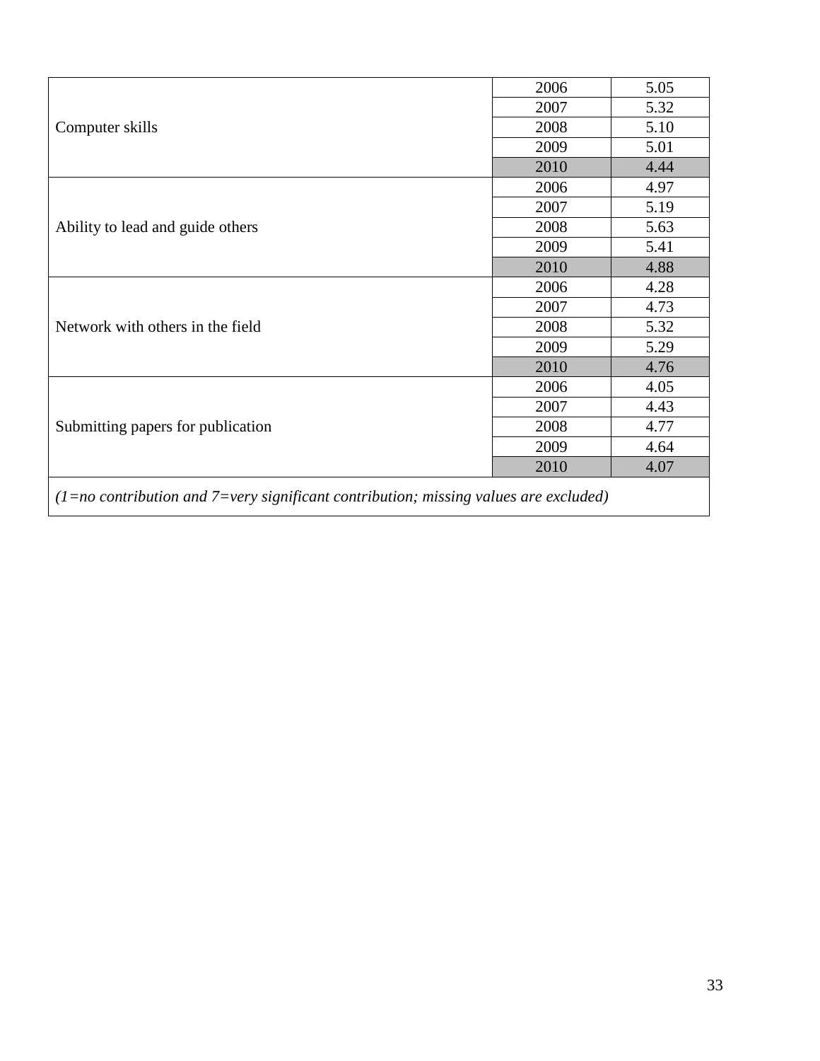| | | |
|---|---|---|
| Computer skills | 2006 | 5.05 |
| | 2007 | 5.32 |
| | 2008 | 5.10 |
| | 2009 | 5.01 |
| | 2010 | 4.44 |
| Ability to lead and guide others | 2006 | 4.97 |
| | 2007 | 5.19 |
| | 2008 | 5.63 |
| | 2009 | 5.41 |
| | 2010 | 4.88 |
| Network with others in the field | 2006 | 4.28 |
| | 2007 | 4.73 |
| | 2008 | 5.32 |
| | 2009 | 5.29 |
| | 2010 | 4.76 |
| Submitting papers for publication | 2006 | 4.05 |
| | 2007 | 4.43 |
| | 2008 | 4.77 |
| | 2009 | 4.64 |
| | 2010 | 4.07 |

*(1=no contribution and 7=very significant contribution; missing values are excluded)*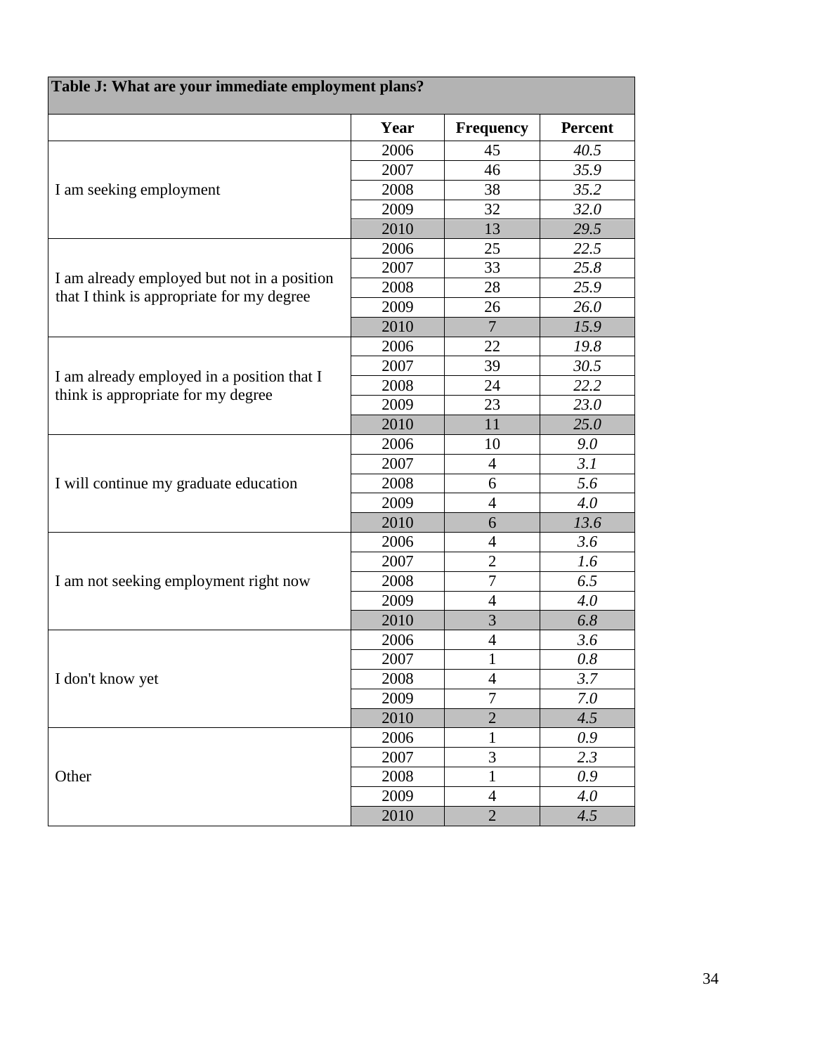**Table J: What are your immediate employment plans?**

| | Year | Frequency | Percent |
|---|---|---|---|
| I am seeking employment | 2006 | 45 | *40.5* |
| | 2007 | 46 | *35.9* |
| | 2008 | 38 | *35.2* |
| | 2009 | 32 | *32.0* |
| | 2010 | 13 | *29.5* |
| I am already employed but not in a position that I think is appropriate for my degree | 2006 | 25 | *22.5* |
| | 2007 | 33 | *25.8* |
| | 2008 | 28 | *25.9* |
| | 2009 | 26 | *26.0* |
| | 2010 | 7 | *15.9* |
| I am already employed in a position that I think is appropriate for my degree | 2006 | 22 | *19.8* |
| | 2007 | 39 | *30.5* |
| | 2008 | 24 | *22.2* |
| | 2009 | 23 | *23.0* |
| | 2010 | 11 | *25.0* |
| I will continue my graduate education | 2006 | 10 | *9.0* |
| | 2007 | 4 | *3.1* |
| | 2008 | 6 | *5.6* |
| | 2009 | 4 | *4.0* |
| | 2010 | 6 | *13.6* |
| I am not seeking employment right now | 2006 | 4 | *3.6* |
| | 2007 | 2 | *1.6* |
| | 2008 | 7 | *6.5* |
| | 2009 | 4 | *4.0* |
| | 2010 | 3 | *6.8* |
| I don't know yet | 2006 | 4 | *3.6* |
| | 2007 | 1 | *0.8* |
| | 2008 | 4 | *3.7* |
| | 2009 | 7 | *7.0* |
| | 2010 | 2 | *4.5* |
| Other | 2006 | 1 | *0.9* |
| | 2007 | 3 | *2.3* |
| | 2008 | 1 | *0.9* |
| | 2009 | 4 | *4.0* |
| | 2010 | 2 | *4.5* |